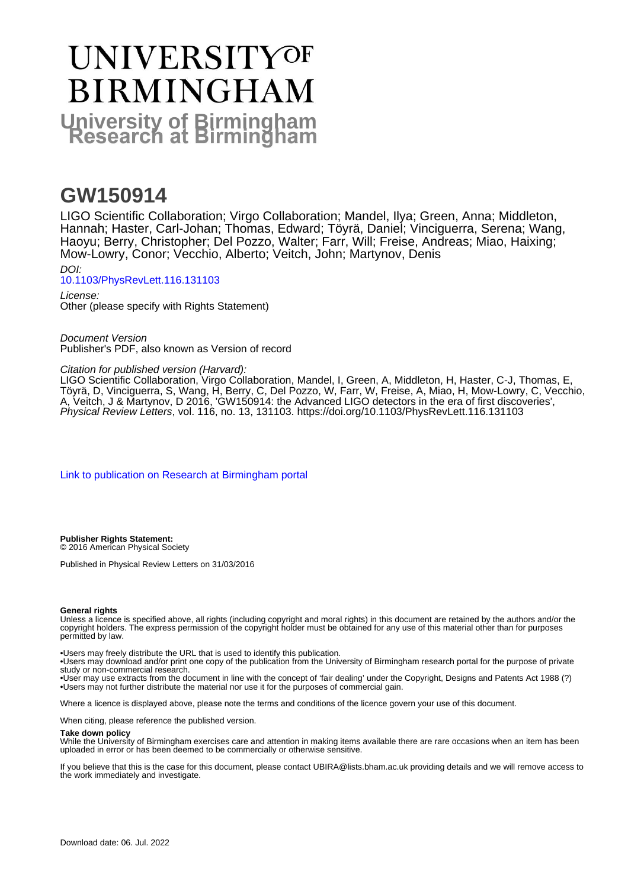# UNIVERSITY OF BIRMINGHAM

**University of Birmingham Research at Birmingham**

# GW150914

LIGO Scientific Collaboration; Virgo Collaboration; Mandel, Ilya; Green, Anna; Middleton, Hannah; Haster, Carl-Johan; Thomas, Edward; Töyrä, Daniel; Vinciguerra, Serena; Wang, Haoyu; Berry, Christopher; Del Pozzo, Walter; Farr, Will; Freise, Andreas; Miao, Haixing; Mow-Lowry, Conor; Vecchio, Alberto; Veitch, John; Martynov, Denis

*DOI:*
10.1103/PhysRevLett.116.131103

*License:*
Other (please specify with Rights Statement)

*Document Version*
Publisher's PDF, also known as Version of record

*Citation for published version (Harvard):*
LIGO Scientific Collaboration, Virgo Collaboration, Mandel, I, Green, A, Middleton, H, Haster, C-J, Thomas, E, Töyrä, D, Vinciguerra, S, Wang, H, Berry, C, Del Pozzo, W, Farr, W, Freise, A, Miao, H, Mow-Lowry, C, Vecchio, A, Veitch, J & Martynov, D 2016, 'GW150914: the Advanced LIGO detectors in the era of first discoveries', *Physical Review Letters*, vol. 116, no. 13, 131103. https://doi.org/10.1103/PhysRevLett.116.131103

Link to publication on Research at Birmingham portal

**Publisher Rights Statement:**
© 2016 American Physical Society

Published in Physical Review Letters on 31/03/2016

**General rights**
Unless a licence is specified above, all rights (including copyright and moral rights) in this document are retained by the authors and/or the copyright holders. The express permission of the copyright holder must be obtained for any use of this material other than for purposes permitted by law.

•Users may freely distribute the URL that is used to identify this publication.
•Users may download and/or print one copy of the publication from the University of Birmingham research portal for the purpose of private study or non-commercial research.
•User may use extracts from the document in line with the concept of 'fair dealing' under the Copyright, Designs and Patents Act 1988 (?)
•Users may not further distribute the material nor use it for the purposes of commercial gain.

Where a licence is displayed above, please note the terms and conditions of the licence govern your use of this document.

When citing, please reference the published version.

**Take down policy**
While the University of Birmingham exercises care and attention in making items available there are rare occasions when an item has been uploaded in error or has been deemed to be commercially or otherwise sensitive.

If you believe that this is the case for this document, please contact UBIRA@lists.bham.ac.uk providing details and we will remove access to the work immediately and investigate.

Download date: 06. Jul. 2022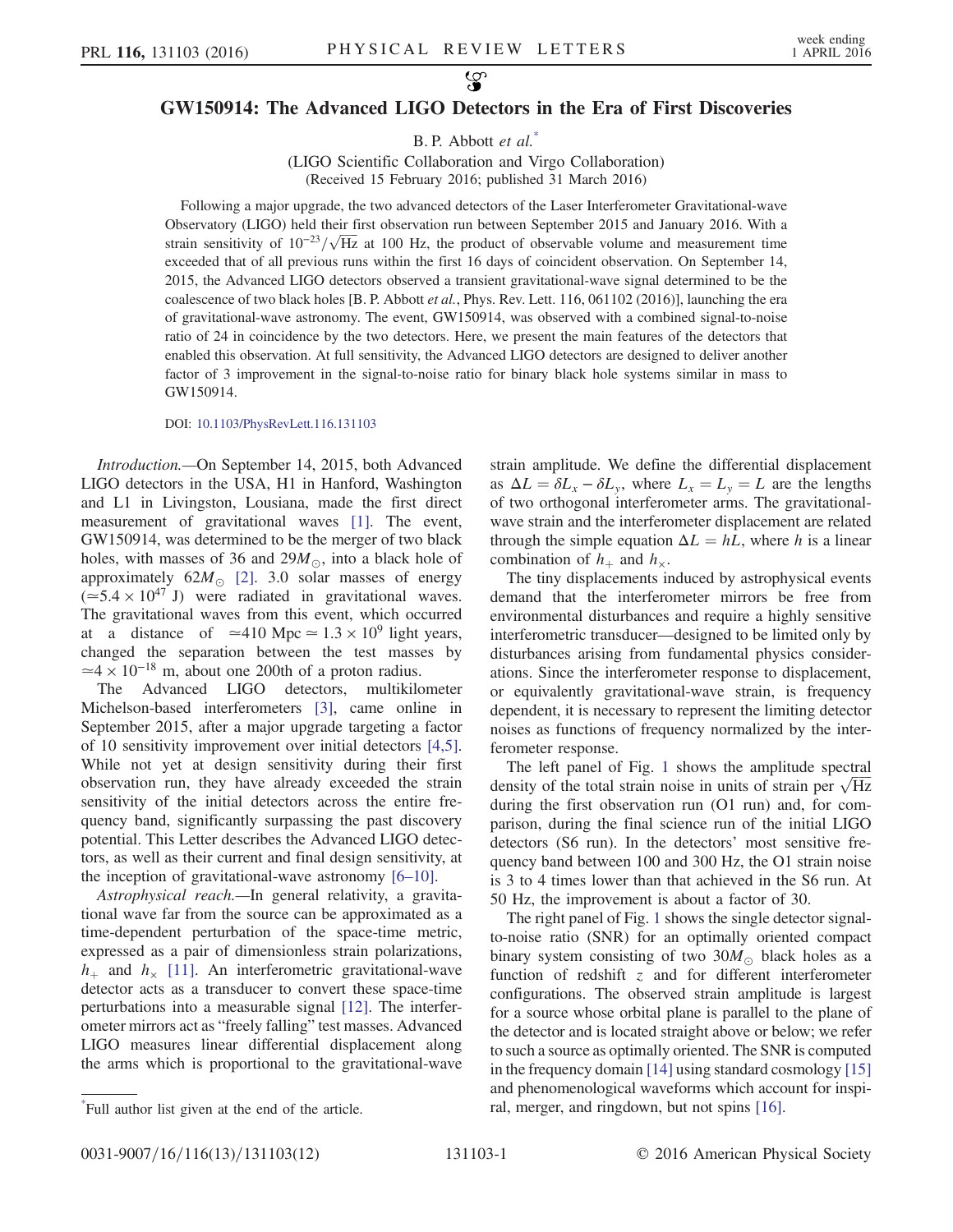# GW150914: The Advanced LIGO Detectors in the Era of First Discoveries

B. P. Abbott *et al.*[*]

(LIGO Scientific Collaboration and Virgo Collaboration)
(Received 15 February 2016; published 31 March 2016)

Following a major upgrade, the two advanced detectors of the Laser Interferometer Gravitational-wave Observatory (LIGO) held their first observation run between September 2015 and January 2016. With a strain sensitivity of $10^{-23}/\sqrt{\text{Hz}}$ at 100 Hz, the product of observable volume and measurement time exceeded that of all previous runs within the first 16 days of coincident observation. On September 14, 2015, the Advanced LIGO detectors observed a transient gravitational-wave signal determined to be the coalescence of two black holes [B. P. Abbott *et al.*, Phys. Rev. Lett. 116, 061102 (2016)], launching the era of gravitational-wave astronomy. The event, GW150914, was observed with a combined signal-to-noise ratio of 24 in coincidence by the two detectors. Here, we present the main features of the detectors that enabled this observation. At full sensitivity, the Advanced LIGO detectors are designed to deliver another factor of 3 improvement in the signal-to-noise ratio for binary black hole systems similar in mass to GW150914.

DOI: 10.1103/PhysRevLett.116.131103

*Introduction.*—On September 14, 2015, both Advanced LIGO detectors in the USA, H1 in Hanford, Washington and L1 in Livingston, Lousiana, made the first direct measurement of gravitational waves [1]. The event, GW150914, was determined to be the merger of two black holes, with masses of 36 and $29M_{\odot}$, into a black hole of approximately $62M_{\odot}$ [2]. 3.0 solar masses of energy ($\simeq 5.4 \times 10^{47}$ J) were radiated in gravitational waves. The gravitational waves from this event, which occurred at a distance of $\simeq 410$ Mpc $\simeq 1.3 \times 10^{9}$ light years, changed the separation between the test masses by $\simeq 4 \times 10^{-18}$ m, about one 200th of a proton radius.

The Advanced LIGO detectors, multikilometer Michelson-based interferometers [3], came online in September 2015, after a major upgrade targeting a factor of 10 sensitivity improvement over initial detectors [4,5]. While not yet at design sensitivity during their first observation run, they have already exceeded the strain sensitivity of the initial detectors across the entire frequency band, significantly surpassing the past discovery potential. This Letter describes the Advanced LIGO detectors, as well as their current and final design sensitivity, at the inception of gravitational-wave astronomy [6–10].

*Astrophysical reach.*—In general relativity, a gravitational wave far from the source can be approximated as a time-dependent perturbation of the space-time metric, expressed as a pair of dimensionless strain polarizations, $h_{+}$ and $h_{\times}$ [11]. An interferometric gravitational-wave detector acts as a transducer to convert these space-time perturbations into a measurable signal [12]. The interferometer mirrors act as "freely falling" test masses. Advanced LIGO measures linear differential displacement along the arms which is proportional to the gravitational-wave strain amplitude. We define the differential displacement as $\Delta L = \delta L_x - \delta L_y$, where $L_x = L_y = L$ are the lengths of two orthogonal interferometer arms. The gravitational-wave strain and the interferometer displacement are related through the simple equation $\Delta L = hL$, where $h$ is a linear combination of $h_{+}$ and $h_{\times}$.

The tiny displacements induced by astrophysical events demand that the interferometer mirrors be free from environmental disturbances and require a highly sensitive interferometric transducer—designed to be limited only by disturbances arising from fundamental physics considerations. Since the interferometer response to displacement, or equivalently gravitational-wave strain, is frequency dependent, it is necessary to represent the limiting detector noises as functions of frequency normalized by the interferometer response.

The left panel of Fig. 1 shows the amplitude spectral density of the total strain noise in units of strain per $\sqrt{\text{Hz}}$ during the first observation run (O1 run) and, for comparison, during the final science run of the initial LIGO detectors (S6 run). In the detectors' most sensitive frequency band between 100 and 300 Hz, the O1 strain noise is 3 to 4 times lower than that achieved in the S6 run. At 50 Hz, the improvement is about a factor of 30.

The right panel of Fig. 1 shows the single detector signal-to-noise ratio (SNR) for an optimally oriented compact binary system consisting of two $30M_{\odot}$ black holes as a function of redshift $z$ and for different interferometer configurations. The observed strain amplitude is largest for a source whose orbital plane is parallel to the plane of the detector and is located straight above or below; we refer to such a source as optimally oriented. The SNR is computed in the frequency domain [14] using standard cosmology [15] and phenomenological waveforms which account for inspiral, merger, and ringdown, but not spins [16].

[*]Full author list given at the end of the article.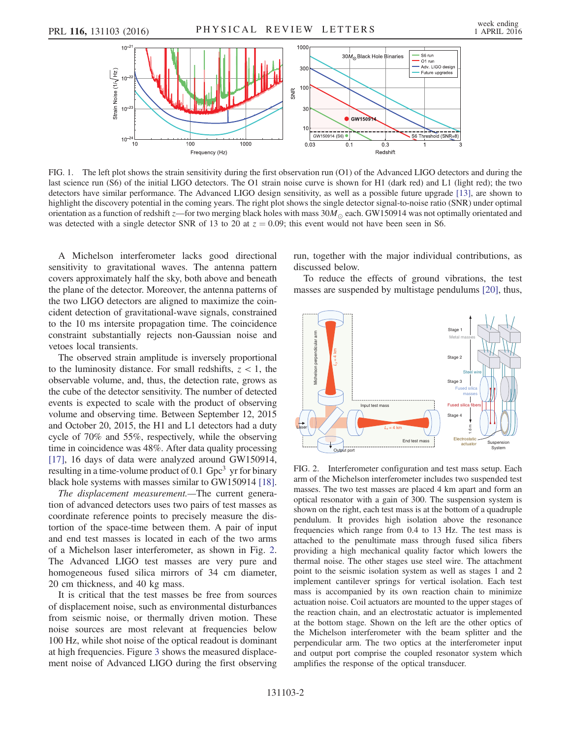FIG. 1. The left plot shows the strain sensitivity during the first observation run (O1) of the Advanced LIGO detectors and during the last science run (S6) of the initial LIGO detectors. The O1 strain noise curve is shown for H1 (dark red) and L1 (light red); the two detectors have similar performance. The Advanced LIGO design sensitivity, as well as a possible future upgrade [13], are shown to highlight the discovery potential in the coming years. The right plot shows the single detector signal-to-noise ratio (SNR) under optimal orientation as a function of redshift $z$—for two merging black holes with mass $30M_\odot$ each. GW150914 was not optimally orientated and was detected with a single detector SNR of 13 to 20 at $z = 0.09$; this event would not have been seen in S6.

A Michelson interferometer lacks good directional sensitivity to gravitational waves. The antenna pattern covers approximately half the sky, both above and beneath the plane of the detector. Moreover, the antenna patterns of the two LIGO detectors are aligned to maximize the coincident detection of gravitational-wave signals, constrained to the 10 ms intersite propagation time. The coincidence constraint substantially rejects non-Gaussian noise and vetoes local transients.

The observed strain amplitude is inversely proportional to the luminosity distance. For small redshifts, $z < 1$, the observable volume, and, thus, the detection rate, grows as the cube of the detector sensitivity. The number of detected events is expected to scale with the product of observing volume and observing time. Between September 12, 2015 and October 20, 2015, the H1 and L1 detectors had a duty cycle of 70% and 55%, respectively, while the observing time in coincidence was 48%. After data quality processing [17], 16 days of data were analyzed around GW150914, resulting in a time-volume product of 0.1 $\mathrm{Gpc}^3$ yr for binary black hole systems with masses similar to GW150914 [18].

*The displacement measurement.*—The current generation of advanced detectors uses two pairs of test masses as coordinate reference points to precisely measure the distortion of the space-time between them. A pair of input and end test masses is located in each of the two arms of a Michelson laser interferometer, as shown in Fig. 2. The Advanced LIGO test masses are very pure and homogeneous fused silica mirrors of 34 cm diameter, 20 cm thickness, and 40 kg mass.

It is critical that the test masses be free from sources of displacement noise, such as environmental disturbances from seismic noise, or thermally driven motion. These noise sources are most relevant at frequencies below 100 Hz, while shot noise of the optical readout is dominant at high frequencies. Figure 3 shows the measured displacement noise of Advanced LIGO during the first observing run, together with the major individual contributions, as discussed below.

To reduce the effects of ground vibrations, the test masses are suspended by multistage pendulums [20], thus,

FIG. 2. Interferometer configuration and test mass setup. Each arm of the Michelson interferometer includes two suspended test masses. The two test masses are placed 4 km apart and form an optical resonator with a gain of 300. The suspension system is shown on the right, each test mass is at the bottom of a quadruple pendulum. It provides high isolation above the resonance frequencies which range from 0.4 to 13 Hz. The test mass is attached to the penultimate mass through fused silica fibers providing a high mechanical quality factor which lowers the thermal noise. The other stages use steel wire. The attachment point to the seismic isolation system as well as stages 1 and 2 implement cantilever springs for vertical isolation. Each test mass is accompanied by its own reaction chain to minimize actuation noise. Coil actuators are mounted to the upper stages of the reaction chain, and an electrostatic actuator is implemented at the bottom stage. Shown on the left are the other optics of the Michelson interferometer with the beam splitter and the perpendicular arm. The two optics at the interferometer input and output port comprise the coupled resonator system which amplifies the response of the optical transducer.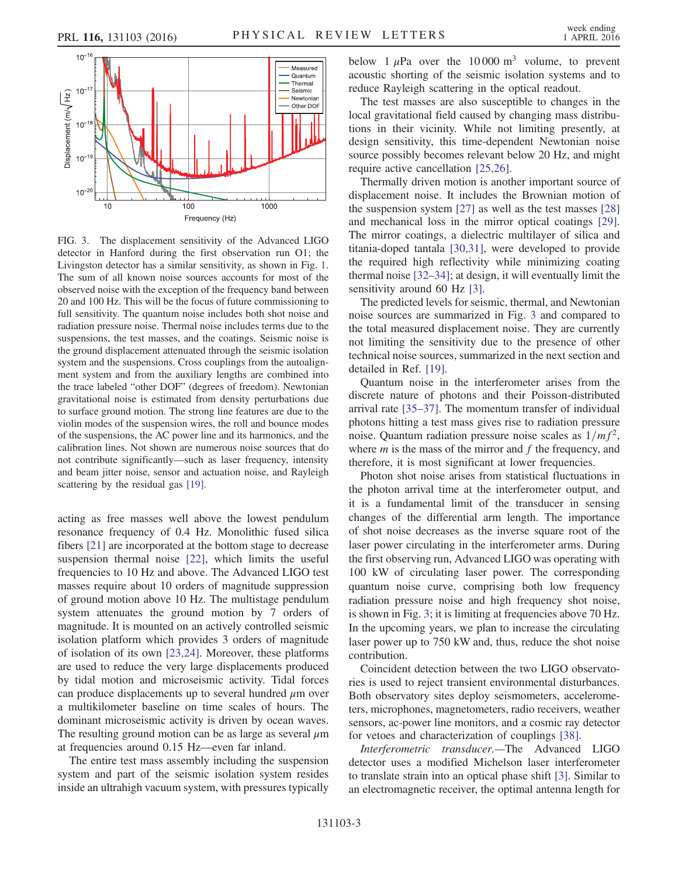FIG. 3. The displacement sensitivity of the Advanced LIGO detector in Hanford during the first observation run O1; the Livingston detector has a similar sensitivity, as shown in Fig. 1. The sum of all known noise sources accounts for most of the observed noise with the exception of the frequency band between 20 and 100 Hz. This will be the focus of future commissioning to full sensitivity. The quantum noise includes both shot noise and radiation pressure noise. Thermal noise includes terms due to the suspensions, the test masses, and the coatings. Seismic noise is the ground displacement attenuated through the seismic isolation system and the suspensions. Cross couplings from the autoalignment system and from the auxiliary lengths are combined into the trace labeled "other DOF" (degrees of freedom). Newtonian gravitational noise is estimated from density perturbations due to surface ground motion. The strong line features are due to the violin modes of the suspension wires, the roll and bounce modes of the suspensions, the AC power line and its harmonics, and the calibration lines. Not shown are numerous noise sources that do not contribute significantly—such as laser frequency, intensity and beam jitter noise, sensor and actuation noise, and Rayleigh scattering by the residual gas [19].

acting as free masses well above the lowest pendulum resonance frequency of 0.4 Hz. Monolithic fused silica fibers [21] are incorporated at the bottom stage to decrease suspension thermal noise [22], which limits the useful frequencies to 10 Hz and above. The Advanced LIGO test masses require about 10 orders of magnitude suppression of ground motion above 10 Hz. The multistage pendulum system attenuates the ground motion by 7 orders of magnitude. It is mounted on an actively controlled seismic isolation platform which provides 3 orders of magnitude of isolation of its own [23,24]. Moreover, these platforms are used to reduce the very large displacements produced by tidal motion and microseismic activity. Tidal forces can produce displacements up to several hundred $\mu$m over a multikilometer baseline on time scales of hours. The dominant microseismic activity is driven by ocean waves. The resulting ground motion can be as large as several $\mu$m at frequencies around 0.15 Hz—even far inland.

The entire test mass assembly including the suspension system and part of the seismic isolation system resides inside an ultrahigh vacuum system, with pressures typically below 1 $\mu$Pa over the 10 000 $m^3$ volume, to prevent acoustic shorting of the seismic isolation systems and to reduce Rayleigh scattering in the optical readout.

The test masses are also susceptible to changes in the local gravitational field caused by changing mass distributions in their vicinity. While not limiting presently, at design sensitivity, this time-dependent Newtonian noise source possibly becomes relevant below 20 Hz, and might require active cancellation [25,26].

Thermally driven motion is another important source of displacement noise. It includes the Brownian motion of the suspension system [27] as well as the test masses [28] and mechanical loss in the mirror optical coatings [29]. The mirror coatings, a dielectric multilayer of silica and titania-doped tantala [30,31], were developed to provide the required high reflectivity while minimizing coating thermal noise [32–34]; at design, it will eventually limit the sensitivity around 60 Hz [3].

The predicted levels for seismic, thermal, and Newtonian noise sources are summarized in Fig. 3 and compared to the total measured displacement noise. They are currently not limiting the sensitivity due to the presence of other technical noise sources, summarized in the next section and detailed in Ref. [19].

Quantum noise in the interferometer arises from the discrete nature of photons and their Poisson-distributed arrival rate [35–37]. The momentum transfer of individual photons hitting a test mass gives rise to radiation pressure noise. Quantum radiation pressure noise scales as $1/mf^2$, where $m$ is the mass of the mirror and $f$ the frequency, and therefore, it is most significant at lower frequencies.

Photon shot noise arises from statistical fluctuations in the photon arrival time at the interferometer output, and it is a fundamental limit of the transducer in sensing changes of the differential arm length. The importance of shot noise decreases as the inverse square root of the laser power circulating in the interferometer arms. During the first observing run, Advanced LIGO was operating with 100 kW of circulating laser power. The corresponding quantum noise curve, comprising both low frequency radiation pressure noise and high frequency shot noise, is shown in Fig. 3; it is limiting at frequencies above 70 Hz. In the upcoming years, we plan to increase the circulating laser power up to 750 kW and, thus, reduce the shot noise contribution.

Coincident detection between the two LIGO observatories is used to reject transient environmental disturbances. Both observatory sites deploy seismometers, accelerometers, microphones, magnetometers, radio receivers, weather sensors, ac-power line monitors, and a cosmic ray detector for vetoes and characterization of couplings [38].

*Interferometric transducer.*—The Advanced LIGO detector uses a modified Michelson laser interferometer to translate strain into an optical phase shift [3]. Similar to an electromagnetic receiver, the optimal antenna length for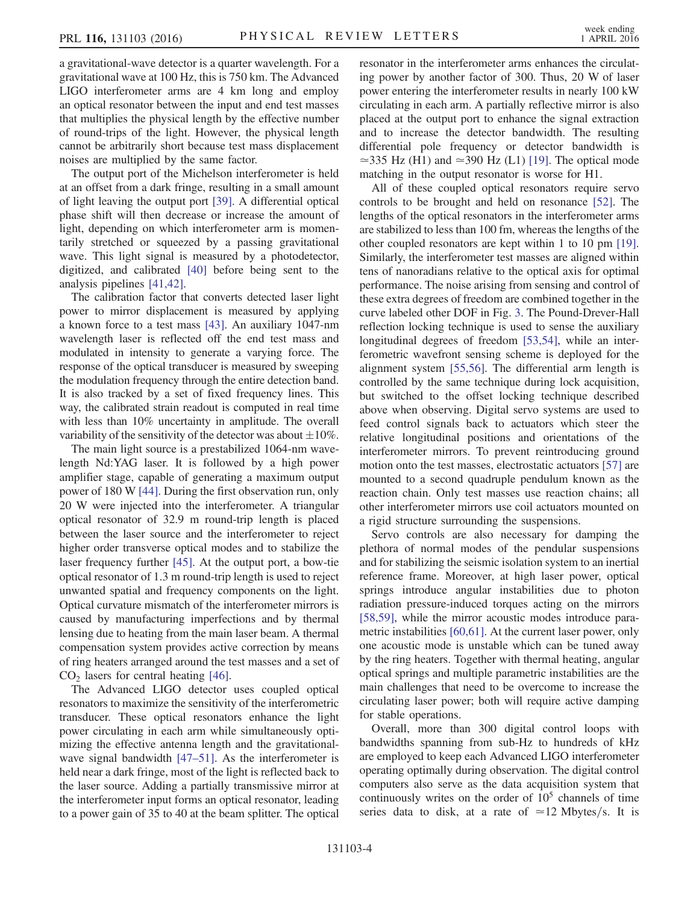a gravitational-wave detector is a quarter wavelength. For a gravitational wave at 100 Hz, this is 750 km. The Advanced LIGO interferometer arms are 4 km long and employ an optical resonator between the input and end test masses that multiplies the physical length by the effective number of round-trips of the light. However, the physical length cannot be arbitrarily short because test mass displacement noises are multiplied by the same factor.

The output port of the Michelson interferometer is held at an offset from a dark fringe, resulting in a small amount of light leaving the output port [39]. A differential optical phase shift will then decrease or increase the amount of light, depending on which interferometer arm is momentarily stretched or squeezed by a passing gravitational wave. This light signal is measured by a photodetector, digitized, and calibrated [40] before being sent to the analysis pipelines [41,42].

The calibration factor that converts detected laser light power to mirror displacement is measured by applying a known force to a test mass [43]. An auxiliary 1047-nm wavelength laser is reflected off the end test mass and modulated in intensity to generate a varying force. The response of the optical transducer is measured by sweeping the modulation frequency through the entire detection band. It is also tracked by a set of fixed frequency lines. This way, the calibrated strain readout is computed in real time with less than 10% uncertainty in amplitude. The overall variability of the sensitivity of the detector was about $\pm 10\%$.

The main light source is a prestabilized 1064-nm wavelength Nd:YAG laser. It is followed by a high power amplifier stage, capable of generating a maximum output power of 180 W [44]. During the first observation run, only 20 W were injected into the interferometer. A triangular optical resonator of 32.9 m round-trip length is placed between the laser source and the interferometer to reject higher order transverse optical modes and to stabilize the laser frequency further [45]. At the output port, a bow-tie optical resonator of 1.3 m round-trip length is used to reject unwanted spatial and frequency components on the light. Optical curvature mismatch of the interferometer mirrors is caused by manufacturing imperfections and by thermal lensing due to heating from the main laser beam. A thermal compensation system provides active correction by means of ring heaters arranged around the test masses and a set of $CO_2$ lasers for central heating [46].

The Advanced LIGO detector uses coupled optical resonators to maximize the sensitivity of the interferometric transducer. These optical resonators enhance the light power circulating in each arm while simultaneously optimizing the effective antenna length and the gravitational-wave signal bandwidth [47–51]. As the interferometer is held near a dark fringe, most of the light is reflected back to the laser source. Adding a partially transmissive mirror at the interferometer input forms an optical resonator, leading to a power gain of 35 to 40 at the beam splitter. The optical resonator in the interferometer arms enhances the circulating power by another factor of 300. Thus, 20 W of laser power entering the interferometer results in nearly 100 kW circulating in each arm. A partially reflective mirror is also placed at the output port to enhance the signal extraction and to increase the detector bandwidth. The resulting differential pole frequency or detector bandwidth is $\simeq$335 Hz (H1) and $\simeq$390 Hz (L1) [19]. The optical mode matching in the output resonator is worse for H1.

All of these coupled optical resonators require servo controls to be brought and held on resonance [52]. The lengths of the optical resonators in the interferometer arms are stabilized to less than 100 fm, whereas the lengths of the other coupled resonators are kept within 1 to 10 pm [19]. Similarly, the interferometer test masses are aligned within tens of nanoradians relative to the optical axis for optimal performance. The noise arising from sensing and control of these extra degrees of freedom are combined together in the curve labeled other DOF in Fig. 3. The Pound-Drever-Hall reflection locking technique is used to sense the auxiliary longitudinal degrees of freedom [53,54], while an interferometric wavefront sensing scheme is deployed for the alignment system [55,56]. The differential arm length is controlled by the same technique during lock acquisition, but switched to the offset locking technique described above when observing. Digital servo systems are used to feed control signals back to actuators which steer the relative longitudinal positions and orientations of the interferometer mirrors. To prevent reintroducing ground motion onto the test masses, electrostatic actuators [57] are mounted to a second quadruple pendulum known as the reaction chain. Only test masses use reaction chains; all other interferometer mirrors use coil actuators mounted on a rigid structure surrounding the suspensions.

Servo controls are also necessary for damping the plethora of normal modes of the pendular suspensions and for stabilizing the seismic isolation system to an inertial reference frame. Moreover, at high laser power, optical springs introduce angular instabilities due to photon radiation pressure-induced torques acting on the mirrors [58,59], while the mirror acoustic modes introduce parametric instabilities [60,61]. At the current laser power, only one acoustic mode is unstable which can be tuned away by the ring heaters. Together with thermal heating, angular optical springs and multiple parametric instabilities are the main challenges that need to be overcome to increase the circulating laser power; both will require active damping for stable operations.

Overall, more than 300 digital control loops with bandwidths spanning from sub-Hz to hundreds of kHz are employed to keep each Advanced LIGO interferometer operating optimally during observation. The digital control computers also serve as the data acquisition system that continuously writes on the order of $10^5$ channels of time series data to disk, at a rate of $\simeq$12 Mbytes/s. It is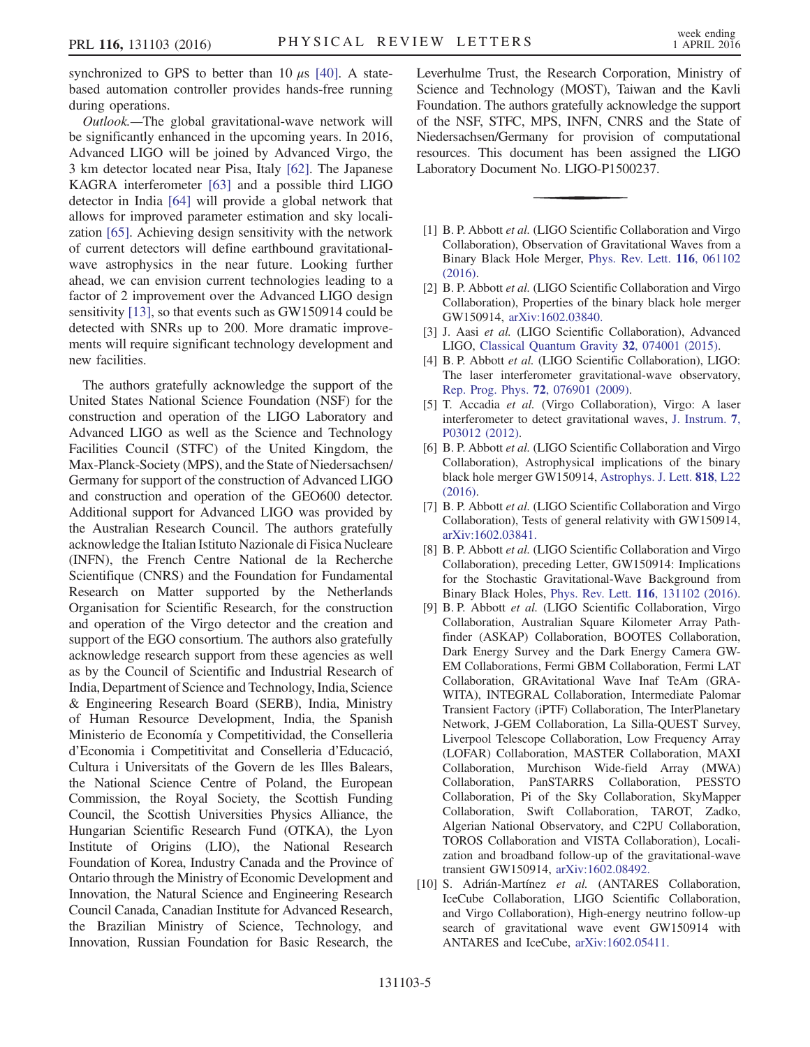synchronized to GPS to better than 10 $\mu$s [40]. A state-based automation controller provides hands-free running during operations.

*Outlook.*—The global gravitational-wave network will be significantly enhanced in the upcoming years. In 2016, Advanced LIGO will be joined by Advanced Virgo, the 3 km detector located near Pisa, Italy [62]. The Japanese KAGRA interferometer [63] and a possible third LIGO detector in India [64] will provide a global network that allows for improved parameter estimation and sky localization [65]. Achieving design sensitivity with the network of current detectors will define earthbound gravitational-wave astrophysics in the near future. Looking further ahead, we can envision current technologies leading to a factor of 2 improvement over the Advanced LIGO design sensitivity [13], so that events such as GW150914 could be detected with SNRs up to 200. More dramatic improvements will require significant technology development and new facilities.

The authors gratefully acknowledge the support of the United States National Science Foundation (NSF) for the construction and operation of the LIGO Laboratory and Advanced LIGO as well as the Science and Technology Facilities Council (STFC) of the United Kingdom, the Max-Planck-Society (MPS), and the State of Niedersachsen/Germany for support of the construction of Advanced LIGO and construction and operation of the GEO600 detector. Additional support for Advanced LIGO was provided by the Australian Research Council. The authors gratefully acknowledge the Italian Istituto Nazionale di Fisica Nucleare (INFN), the French Centre National de la Recherche Scientifique (CNRS) and the Foundation for Fundamental Research on Matter supported by the Netherlands Organisation for Scientific Research, for the construction and operation of the Virgo detector and the creation and support of the EGO consortium. The authors also gratefully acknowledge research support from these agencies as well as by the Council of Scientific and Industrial Research of India, Department of Science and Technology, India, Science & Engineering Research Board (SERB), India, Ministry of Human Resource Development, India, the Spanish Ministerio de Economía y Competitividad, the Conselleria d'Economia i Competitivitat and Conselleria d'Educació, Cultura i Universitats of the Govern de les Illes Balears, the National Science Centre of Poland, the European Commission, the Royal Society, the Scottish Funding Council, the Scottish Universities Physics Alliance, the Hungarian Scientific Research Fund (OTKA), the Lyon Institute of Origins (LIO), the National Research Foundation of Korea, Industry Canada and the Province of Ontario through the Ministry of Economic Development and Innovation, the Natural Science and Engineering Research Council Canada, Canadian Institute for Advanced Research, the Brazilian Ministry of Science, Technology, and Innovation, Russian Foundation for Basic Research, the Leverhulme Trust, the Research Corporation, Ministry of Science and Technology (MOST), Taiwan and the Kavli Foundation. The authors gratefully acknowledge the support of the NSF, STFC, MPS, INFN, CNRS and the State of Niedersachsen/Germany for provision of computational resources. This document has been assigned the LIGO Laboratory Document No. LIGO-P1500237.

---

[1] B. P. Abbott *et al.* (LIGO Scientific Collaboration and Virgo Collaboration), Observation of Gravitational Waves from a Binary Black Hole Merger, Phys. Rev. Lett. **116**, 061102 (2016).

[2] B. P. Abbott *et al.* (LIGO Scientific Collaboration and Virgo Collaboration), Properties of the binary black hole merger GW150914, arXiv:1602.03840.

[3] J. Aasi *et al.* (LIGO Scientific Collaboration), Advanced LIGO, Classical Quantum Gravity **32**, 074001 (2015).

[4] B. P. Abbott *et al.* (LIGO Scientific Collaboration), LIGO: The laser interferometer gravitational-wave observatory, Rep. Prog. Phys. **72**, 076901 (2009).

[5] T. Accadia *et al.* (Virgo Collaboration), Virgo: A laser interferometer to detect gravitational waves, J. Instrum. **7**, P03012 (2012).

[6] B. P. Abbott *et al.* (LIGO Scientific Collaboration and Virgo Collaboration), Astrophysical implications of the binary black hole merger GW150914, Astrophys. J. Lett. **818**, L22 (2016).

[7] B. P. Abbott *et al.* (LIGO Scientific Collaboration and Virgo Collaboration), Tests of general relativity with GW150914, arXiv:1602.03841.

[8] B. P. Abbott *et al.* (LIGO Scientific Collaboration and Virgo Collaboration), preceding Letter, GW150914: Implications for the Stochastic Gravitational-Wave Background from Binary Black Holes, Phys. Rev. Lett. **116**, 131102 (2016).

[9] B. P. Abbott *et al.* (LIGO Scientific Collaboration, Virgo Collaboration, Australian Square Kilometer Array Pathfinder (ASKAP) Collaboration, BOOTES Collaboration, Dark Energy Survey and the Dark Energy Camera GW-EM Collaborations, Fermi GBM Collaboration, Fermi LAT Collaboration, GRAvitational Wave Inaf TeAm (GRAWITA), INTEGRAL Collaboration, Intermediate Palomar Transient Factory (iPTF) Collaboration, The InterPlanetary Network, J-GEM Collaboration, La Silla-QUEST Survey, Liverpool Telescope Collaboration, Low Frequency Array (LOFAR) Collaboration, MASTER Collaboration, MAXI Collaboration, Murchison Wide-field Array (MWA) Collaboration, PanSTARRS Collaboration, PESSTO Collaboration, Pi of the Sky Collaboration, SkyMapper Collaboration, Swift Collaboration, TAROT, Zadko, Algerian National Observatory, and C2PU Collaboration, TOROS Collaboration and VISTA Collaboration), Localization and broadband follow-up of the gravitational-wave transient GW150914, arXiv:1602.08492.

[10] S. Adrián-Martínez *et al.* (ANTARES Collaboration, IceCube Collaboration, LIGO Scientific Collaboration, and Virgo Collaboration), High-energy neutrino follow-up search of gravitational wave event GW150914 with ANTARES and IceCube, arXiv:1602.05411.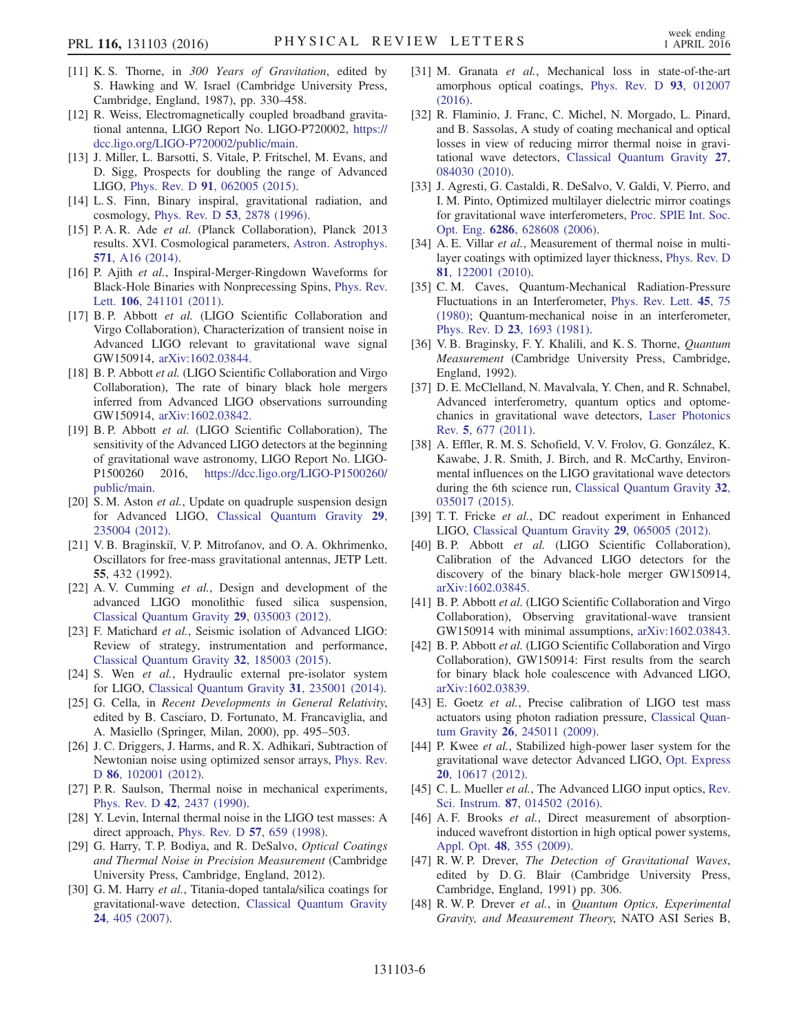[11] K. S. Thorne, in *300 Years of Gravitation*, edited by S. Hawking and W. Israel (Cambridge University Press, Cambridge, England, 1987), pp. 330–458.

[12] R. Weiss, Electromagnetically coupled broadband gravitational antenna, LIGO Report No. LIGO-P720002, https://dcc.ligo.org/LIGO-P720002/public/main.

[13] J. Miller, L. Barsotti, S. Vitale, P. Fritschel, M. Evans, and D. Sigg, Prospects for doubling the range of Advanced LIGO, Phys. Rev. D **91**, 062005 (2015).

[14] L. S. Finn, Binary inspiral, gravitational radiation, and cosmology, Phys. Rev. D **53**, 2878 (1996).

[15] P. A. R. Ade *et al.* (Planck Collaboration), Planck 2013 results. XVI. Cosmological parameters, Astron. Astrophys. **571**, A16 (2014).

[16] P. Ajith *et al.*, Inspiral-Merger-Ringdown Waveforms for Black-Hole Binaries with Nonprecessing Spins, Phys. Rev. Lett. **106**, 241101 (2011).

[17] B. P. Abbott *et al.* (LIGO Scientific Collaboration and Virgo Collaboration), Characterization of transient noise in Advanced LIGO relevant to gravitational wave signal GW150914, arXiv:1602.03844.

[18] B. P. Abbott *et al.* (LIGO Scientific Collaboration and Virgo Collaboration), The rate of binary black hole mergers inferred from Advanced LIGO observations surrounding GW150914, arXiv:1602.03842.

[19] B. P. Abbott *et al.* (LIGO Scientific Collaboration), The sensitivity of the Advanced LIGO detectors at the beginning of gravitational wave astronomy, LIGO Report No. LIGO-P1500260 2016, https://dcc.ligo.org/LIGO-P1500260/public/main.

[20] S. M. Aston *et al.*, Update on quadruple suspension design for Advanced LIGO, Classical Quantum Gravity **29**, 235004 (2012).

[21] V. B. Braginskiĭ, V. P. Mitrofanov, and O. A. Okhrimenko, Oscillators for free-mass gravitational antennas, JETP Lett. **55**, 432 (1992).

[22] A. V. Cumming *et al.*, Design and development of the advanced LIGO monolithic fused silica suspension, Classical Quantum Gravity **29**, 035003 (2012).

[23] F. Matichard *et al.*, Seismic isolation of Advanced LIGO: Review of strategy, instrumentation and performance, Classical Quantum Gravity **32**, 185003 (2015).

[24] S. Wen *et al.*, Hydraulic external pre-isolator system for LIGO, Classical Quantum Gravity **31**, 235001 (2014).

[25] G. Cella, in *Recent Developments in General Relativity*, edited by B. Casciaro, D. Fortunato, M. Francaviglia, and A. Masiello (Springer, Milan, 2000), pp. 495–503.

[26] J. C. Driggers, J. Harms, and R. X. Adhikari, Subtraction of Newtonian noise using optimized sensor arrays, Phys. Rev. D **86**, 102001 (2012).

[27] P. R. Saulson, Thermal noise in mechanical experiments, Phys. Rev. D **42**, 2437 (1990).

[28] Y. Levin, Internal thermal noise in the LIGO test masses: A direct approach, Phys. Rev. D **57**, 659 (1998).

[29] G. Harry, T. P. Bodiya, and R. DeSalvo, *Optical Coatings and Thermal Noise in Precision Measurement* (Cambridge University Press, Cambridge, England, 2012).

[30] G. M. Harry *et al.*, Titania-doped tantala/silica coatings for gravitational-wave detection, Classical Quantum Gravity **24**, 405 (2007).

[31] M. Granata *et al.*, Mechanical loss in state-of-the-art amorphous optical coatings, Phys. Rev. D **93**, 012007 (2016).

[32] R. Flaminio, J. Franc, C. Michel, N. Morgado, L. Pinard, and B. Sassolas, A study of coating mechanical and optical losses in view of reducing mirror thermal noise in gravitational wave detectors, Classical Quantum Gravity **27**, 084030 (2010).

[33] J. Agresti, G. Castaldi, R. DeSalvo, V. Galdi, V. Pierro, and I. M. Pinto, Optimized multilayer dielectric mirror coatings for gravitational wave interferometers, Proc. SPIE Int. Soc. Opt. Eng. **6286**, 628608 (2006).

[34] A. E. Villar *et al.*, Measurement of thermal noise in multilayer coatings with optimized layer thickness, Phys. Rev. D **81**, 122001 (2010).

[35] C. M. Caves, Quantum-Mechanical Radiation-Pressure Fluctuations in an Interferometer, Phys. Rev. Lett. **45**, 75 (1980); Quantum-mechanical noise in an interferometer, Phys. Rev. D **23**, 1693 (1981).

[36] V. B. Braginsky, F. Y. Khalili, and K. S. Thorne, *Quantum Measurement* (Cambridge University Press, Cambridge, England, 1992).

[37] D. E. McClelland, N. Mavalvala, Y. Chen, and R. Schnabel, Advanced interferometry, quantum optics and optomechanics in gravitational wave detectors, Laser Photonics Rev. **5**, 677 (2011).

[38] A. Effler, R. M. S. Schofield, V. V. Frolov, G. González, K. Kawabe, J. R. Smith, J. Birch, and R. McCarthy, Environmental influences on the LIGO gravitational wave detectors during the 6th science run, Classical Quantum Gravity **32**, 035017 (2015).

[39] T. T. Fricke *et al.*, DC readout experiment in Enhanced LIGO, Classical Quantum Gravity **29**, 065005 (2012).

[40] B. P. Abbott *et al.* (LIGO Scientific Collaboration), Calibration of the Advanced LIGO detectors for the discovery of the binary black-hole merger GW150914, arXiv:1602.03845.

[41] B. P. Abbott *et al.* (LIGO Scientific Collaboration and Virgo Collaboration), Observing gravitational-wave transient GW150914 with minimal assumptions, arXiv:1602.03843.

[42] B. P. Abbott *et al.* (LIGO Scientific Collaboration and Virgo Collaboration), GW150914: First results from the search for binary black hole coalescence with Advanced LIGO, arXiv:1602.03839.

[43] E. Goetz *et al.*, Precise calibration of LIGO test mass actuators using photon radiation pressure, Classical Quantum Gravity **26**, 245011 (2009).

[44] P. Kwee *et al.*, Stabilized high-power laser system for the gravitational wave detector Advanced LIGO, Opt. Express **20**, 10617 (2012).

[45] C. L. Mueller *et al.*, The Advanced LIGO input optics, Rev. Sci. Instrum. **87**, 014502 (2016).

[46] A. F. Brooks *et al.*, Direct measurement of absorption-induced wavefront distortion in high optical power systems, Appl. Opt. **48**, 355 (2009).

[47] R. W. P. Drever, *The Detection of Gravitational Waves*, edited by D. G. Blair (Cambridge University Press, Cambridge, England, 1991) pp. 306.

[48] R. W. P. Drever *et al.*, in *Quantum Optics, Experimental Gravity, and Measurement Theory*, NATO ASI Series B,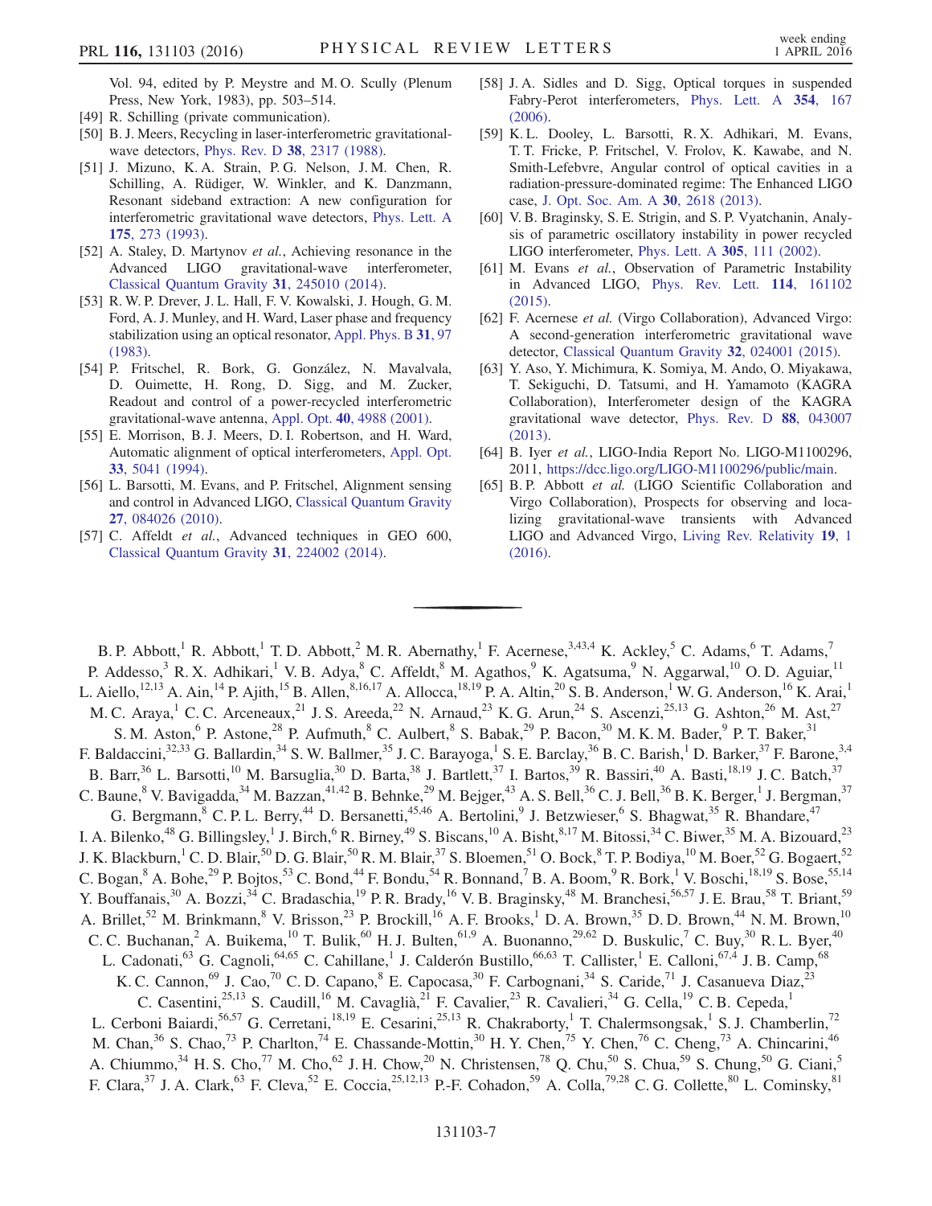Vol. 94, edited by P. Meystre and M. O. Scully (Plenum Press, New York, 1983), pp. 503–514.

[49] R. Schilling (private communication).

[50] B. J. Meers, Recycling in laser-interferometric gravitational-wave detectors, Phys. Rev. D **38**, 2317 (1988).

[51] J. Mizuno, K. A. Strain, P. G. Nelson, J. M. Chen, R. Schilling, A. Rüdiger, W. Winkler, and K. Danzmann, Resonant sideband extraction: A new configuration for interferometric gravitational wave detectors, Phys. Lett. A **175**, 273 (1993).

[52] A. Staley, D. Martynov *et al.*, Achieving resonance in the Advanced LIGO gravitational-wave interferometer, Classical Quantum Gravity **31**, 245010 (2014).

[53] R. W. P. Drever, J. L. Hall, F. V. Kowalski, J. Hough, G. M. Ford, A. J. Munley, and H. Ward, Laser phase and frequency stabilization using an optical resonator, Appl. Phys. B **31**, 97 (1983).

[54] P. Fritschel, R. Bork, G. González, N. Mavalvala, D. Ouimette, H. Rong, D. Sigg, and M. Zucker, Readout and control of a power-recycled interferometric gravitational-wave antenna, Appl. Opt. **40**, 4988 (2001).

[55] E. Morrison, B. J. Meers, D. I. Robertson, and H. Ward, Automatic alignment of optical interferometers, Appl. Opt. **33**, 5041 (1994).

[56] L. Barsotti, M. Evans, and P. Fritschel, Alignment sensing and control in Advanced LIGO, Classical Quantum Gravity **27**, 084026 (2010).

[57] C. Affeldt *et al.*, Advanced techniques in GEO 600, Classical Quantum Gravity **31**, 224002 (2014).

[58] J. A. Sidles and D. Sigg, Optical torques in suspended Fabry-Perot interferometers, Phys. Lett. A **354**, 167 (2006).

[59] K. L. Dooley, L. Barsotti, R. X. Adhikari, M. Evans, T. T. Fricke, P. Fritschel, V. Frolov, K. Kawabe, and N. Smith-Lefebvre, Angular control of optical cavities in a radiation-pressure-dominated regime: The Enhanced LIGO case, J. Opt. Soc. Am. A **30**, 2618 (2013).

[60] V. B. Braginsky, S. E. Strigin, and S. P. Vyatchanin, Analysis of parametric oscillatory instability in power recycled LIGO interferometer, Phys. Lett. A **305**, 111 (2002).

[61] M. Evans *et al.*, Observation of Parametric Instability in Advanced LIGO, Phys. Rev. Lett. **114**, 161102 (2015).

[62] F. Acernese *et al.* (Virgo Collaboration), Advanced Virgo: A second-generation interferometric gravitational wave detector, Classical Quantum Gravity **32**, 024001 (2015).

[63] Y. Aso, Y. Michimura, K. Somiya, M. Ando, O. Miyakawa, T. Sekiguchi, D. Tatsumi, and H. Yamamoto (KAGRA Collaboration), Interferometer design of the KAGRA gravitational wave detector, Phys. Rev. D **88**, 043007 (2013).

[64] B. Iyer *et al.*, LIGO-India Report No. LIGO-M1100296, 2011, https://dcc.ligo.org/LIGO-M1100296/public/main.

[65] B. P. Abbott *et al.* (LIGO Scientific Collaboration and Virgo Collaboration), Prospects for observing and localizing gravitational-wave transients with Advanced LIGO and Advanced Virgo, Living Rev. Relativity **19**, 1 (2016).

---

B. P. Abbott,[1] R. Abbott,[1] T. D. Abbott,[2] M. R. Abernathy,[1] F. Acernese,[3,43,4] K. Ackley,[5] C. Adams,[6] T. Adams,[7] P. Addesso,[3] R. X. Adhikari,[1] V. B. Adya,[8] C. Affeldt,[8] M. Agathos,[9] K. Agatsuma,[9] N. Aggarwal,[10] O. D. Aguiar,[11] L. Aiello,[12,13] A. Ain,[14] P. Ajith,[15] B. Allen,[8,16,17] A. Allocca,[18,19] P. A. Altin,[20] S. B. Anderson,[1] W. G. Anderson,[16] K. Arai,[1] M. C. Araya,[1] C. C. Arceneaux,[21] J. S. Areeda,[22] N. Arnaud,[23] K. G. Arun,[24] S. Ascenzi,[25,13] G. Ashton,[26] M. Ast,[27] S. M. Aston,[6] P. Astone,[28] P. Aufmuth,[8] C. Aulbert,[8] S. Babak,[29] P. Bacon,[30] M. K. M. Bader,[9] P. T. Baker,[31] F. Baldaccini,[32,33] G. Ballardin,[34] S. W. Ballmer,[35] J. C. Barayoga,[1] S. E. Barclay,[36] B. C. Barish,[1] D. Barker,[37] F. Barone,[3,4] B. Barr,[36] L. Barsotti,[10] M. Barsuglia,[30] D. Barta,[38] J. Bartlett,[37] I. Bartos,[39] R. Bassiri,[40] A. Basti,[18,19] J. C. Batch,[37] C. Baune,[8] V. Bavigadda,[34] M. Bazzan,[41,42] B. Behnke,[29] M. Bejger,[43] A. S. Bell,[36] C. J. Bell,[36] B. K. Berger,[1] J. Bergman,[37] G. Bergmann,[8] C. P. L. Berry,[44] D. Bersanetti,[45,46] A. Bertolini,[9] J. Betzwieser,[6] S. Bhagwat,[35] R. Bhandare,[47] I. A. Bilenko,[48] G. Billingsley,[1] J. Birch,[6] R. Birney,[49] S. Biscans,[10] A. Bisht,[8,17] M. Bitossi,[34] C. Biwer,[35] M. A. Bizouard,[23] J. K. Blackburn,[1] C. D. Blair,[50] D. G. Blair,[50] R. M. Blair,[37] S. Bloemen,[51] O. Bock,[8] T. P. Bodiya,[10] M. Boer,[52] G. Bogaert,[52] C. Bogan,[8] A. Bohe,[29] P. Bojtos,[53] C. Bond,[44] F. Bondu,[54] R. Bonnand,[7] B. A. Boom,[9] R. Bork,[1] V. Boschi,[18,19] S. Bose,[55,14] Y. Bouffanais,[30] A. Bozzi,[34] C. Bradaschia,[19] P. R. Brady,[16] V. B. Braginsky,[48] M. Branchesi,[56,57] J. E. Brau,[58] T. Briant,[59] A. Brillet,[52] M. Brinkmann,[8] V. Brisson,[23] P. Brockill,[16] A. F. Brooks,[1] D. A. Brown,[35] D. D. Brown,[44] N. M. Brown,[10] C. C. Buchanan,[2] A. Buikema,[10] T. Bulik,[60] H. J. Bulten,[61,9] A. Buonanno,[29,62] D. Buskulic,[7] C. Buy,[30] R. L. Byer,[40] L. Cadonati,[63] G. Cagnoli,[64,65] C. Cahillane,[1] J. Calderón Bustillo,[66,63] T. Callister,[1] E. Calloni,[67,4] J. B. Camp,[68] K. C. Cannon,[69] J. Cao,[70] C. D. Capano,[8] E. Capocasa,[30] F. Carbognani,[34] S. Caride,[71] J. Casanueva Diaz,[23] C. Casentini,[25,13] S. Caudill,[16] M. Cavaglià,[21] F. Cavalier,[23] R. Cavalieri,[34] G. Cella,[19] C. B. Cepeda,[1] L. Cerboni Baiardi,[56,57] G. Cerretani,[18,19] E. Cesarini,[25,13] R. Chakraborty,[1] T. Chalermsongsak,[1] S. J. Chamberlin,[72] M. Chan,[36] S. Chao,[73] P. Charlton,[74] E. Chassande-Mottin,[30] H. Y. Chen,[75] Y. Chen,[76] C. Cheng,[73] A. Chincarini,[46] A. Chiummo,[34] H. S. Cho,[77] M. Cho,[62] J. H. Chow,[20] N. Christensen,[78] Q. Chu,[50] S. Chua,[59] S. Chung,[50] G. Ciani,[5] F. Clara,[37] J. A. Clark,[63] F. Cleva,[52] E. Coccia,[25,12,13] P.-F. Cohadon,[59] A. Colla,[79,28] C. G. Collette,[80] L. Cominsky,[81]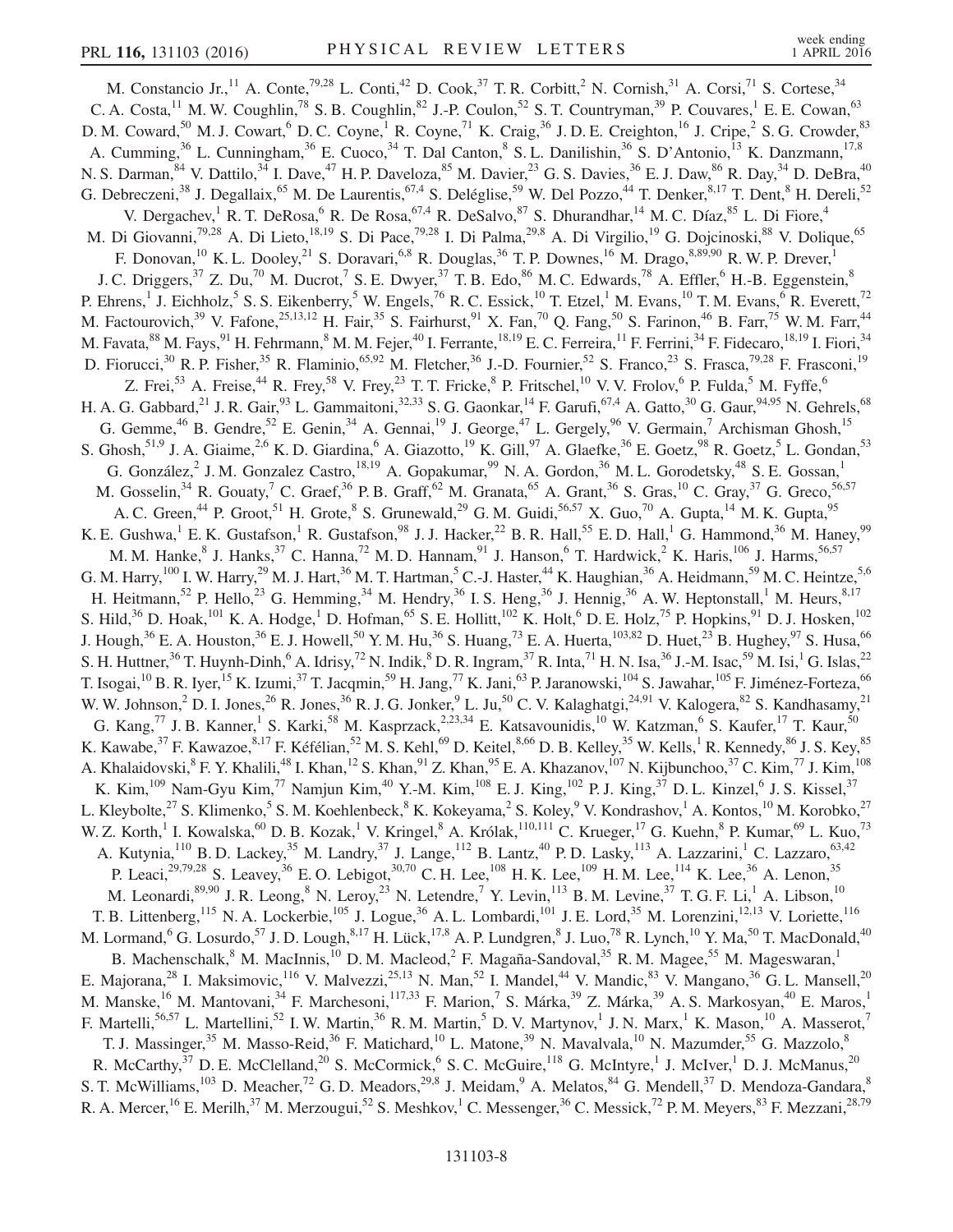M. Constancio Jr.,[11] A. Conte,[79,28] L. Conti,[42] D. Cook,[37] T. R. Corbitt,[2] N. Cornish,[31] A. Corsi,[71] S. Cortese,[34] C. A. Costa,[11] M. W. Coughlin,[78] S. B. Coughlin,[82] J.-P. Coulon,[52] S. T. Countryman,[39] P. Couvares,[1] E. E. Cowan,[63] D. M. Coward,[50] M. J. Cowart,[6] D. C. Coyne,[1] R. Coyne,[71] K. Craig,[36] J. D. E. Creighton,[16] J. Cripe,[2] S. G. Crowder,[83] A. Cumming,[36] L. Cunningham,[36] E. Cuoco,[34] T. Dal Canton,[8] S. L. Danilishin,[36] S. D'Antonio,[13] K. Danzmann,[17,8] N. S. Darman,[84] V. Dattilo,[34] I. Dave,[47] H. P. Daveloza,[85] M. Davier,[23] G. S. Davies,[36] E. J. Daw,[86] R. Day,[34] D. DeBra,[40] G. Debreczeni,[38] J. Degallaix,[65] M. De Laurentis,[67,4] S. Deléglise,[59] W. Del Pozzo,[44] T. Denker,[8,17] T. Dent,[8] H. Dereli,[52] V. Dergachev,[1] R. T. DeRosa,[6] R. De Rosa,[67,4] R. DeSalvo,[87] S. Dhurandhar,[14] M. C. Díaz,[85] L. Di Fiore,[4] M. Di Giovanni,[79,28] A. Di Lieto,[18,19] S. Di Pace,[79,28] I. Di Palma,[29,8] A. Di Virgilio,[19] G. Dojcinoski,[88] V. Dolique,[65] F. Donovan,[10] K. L. Dooley,[21] S. Doravari,[6,8] R. Douglas,[36] T. P. Downes,[16] M. Drago,[8,89,90] R. W. P. Drever,[1] J. C. Driggers,[37] Z. Du,[70] M. Ducrot,[7] S. E. Dwyer,[37] T. B. Edo,[86] M. C. Edwards,[78] A. Effler,[6] H.-B. Eggenstein,[8] P. Ehrens,[1] J. Eichholz,[5] S. S. Eikenberry,[5] W. Engels,[76] R. C. Essick,[10] T. Etzel,[1] M. Evans,[10] T. M. Evans,[6] R. Everett,[72] M. Factourovich,[39] V. Fafone,[25,13,12] H. Fair,[35] S. Fairhurst,[91] X. Fan,[70] Q. Fang,[50] S. Farinon,[46] B. Farr,[75] W. M. Farr,[44] M. Favata,[88] M. Fays,[91] H. Fehrmann,[8] M. M. Fejer,[40] I. Ferrante,[18,19] E. C. Ferreira,[11] F. Ferrini,[34] F. Fidecaro,[18,19] I. Fiori,[34] D. Fiorucci,[30] R. P. Fisher,[35] R. Flaminio,[65,92] M. Fletcher,[36] J.-D. Fournier,[52] S. Franco,[23] S. Frasca,[79,28] F. Frasconi,[19] Z. Frei,[53] A. Freise,[44] R. Frey,[58] V. Frey,[23] T. T. Fricke,[8] P. Fritschel,[10] V. V. Frolov,[6] P. Fulda,[5] M. Fyffe,[6] H. A. G. Gabbard,[21] J. R. Gair,[93] L. Gammaitoni,[32,33] S. G. Gaonkar,[14] F. Garufi,[67,4] A. Gatto,[30] G. Gaur,[94,95] N. Gehrels,[68] G. Gemme,[46] B. Gendre,[52] E. Genin,[34] A. Gennai,[19] J. George,[47] L. Gergely,[96] V. Germain,[7] Archisman Ghosh,[15] S. Ghosh,[51,9] J. A. Giaime,[2,6] K. D. Giardina,[6] A. Giazotto,[19] K. Gill,[97] A. Glaefke,[36] E. Goetz,[98] R. Goetz,[5] L. Gondan,[53] G. González,[2] J. M. Gonzalez Castro,[18,19] A. Gopakumar,[99] N. A. Gordon,[36] M. L. Gorodetsky,[48] S. E. Gossan,[1] M. Gosselin,[34] R. Gouaty,[7] C. Graef,[36] P. B. Graff,[62] M. Granata,[65] A. Grant,[36] S. Gras,[10] C. Gray,[37] G. Greco,[56,57] A. C. Green,[44] P. Groot,[51] H. Grote,[8] S. Grunewald,[29] G. M. Guidi,[56,57] X. Guo,[70] A. Gupta,[14] M. K. Gupta,[95] K. E. Gushwa,[1] E. K. Gustafson,[1] R. Gustafson,[98] J. J. Hacker,[22] B. R. Hall,[55] E. D. Hall,[1] G. Hammond,[36] M. Haney,[99] M. M. Hanke,[8] J. Hanks,[37] C. Hanna,[72] M. D. Hannam,[91] J. Hanson,[6] T. Hardwick,[2] K. Haris,[106] J. Harms,[56,57] G. M. Harry,[100] I. W. Harry,[29] M. J. Hart,[36] M. T. Hartman,[5] C.-J. Haster,[44] K. Haughian,[36] A. Heidmann,[59] M. C. Heintze,[5,6] H. Heitmann,[52] P. Hello,[23] G. Hemming,[34] M. Hendry,[36] I. S. Heng,[36] J. Hennig,[36] A. W. Heptonstall,[1] M. Heurs,[8,17] S. Hild,[36] D. Hoak,[101] K. A. Hodge,[1] D. Hofman,[65] S. E. Hollitt,[102] K. Holt,[6] D. E. Holz,[75] P. Hopkins,[91] D. J. Hosken,[102] J. Hough,[36] E. A. Houston,[36] E. J. Howell,[50] Y. M. Hu,[36] S. Huang,[73] E. A. Huerta,[103,82] D. Huet,[23] B. Hughey,[97] S. Husa,[66] S. H. Huttner,[36] T. Huynh-Dinh,[6] A. Idrisy,[72] N. Indik,[8] D. R. Ingram,[37] R. Inta,[71] H. N. Isa,[36] J.-M. Isac,[59] M. Isi,[1] G. Islas,[22] T. Isogai,[10] B. R. Iyer,[15] K. Izumi,[37] T. Jacqmin,[59] H. Jang,[77] K. Jani,[63] P. Jaranowski,[104] S. Jawahar,[105] F. Jiménez-Forteza,[66] W. W. Johnson,[2] D. I. Jones,[26] R. Jones,[36] R. J. G. Jonker,[9] L. Ju,[50] C. V. Kalaghatgi,[24,91] V. Kalogera,[82] S. Kandhasamy,[21] G. Kang,[77] J. B. Kanner,[1] S. Karki,[58] M. Kasprzack,[2,23,34] E. Katsavounidis,[10] W. Katzman,[6] S. Kaufer,[17] T. Kaur,[50] K. Kawabe,[37] F. Kawazoe,[8,17] F. Kéfélian,[52] M. S. Kehl,[69] D. Keitel,[8,66] D. B. Kelley,[35] W. Kells,[1] R. Kennedy,[86] J. S. Key,[85] A. Khalaidovski,[8] F. Y. Khalili,[48] I. Khan,[12] S. Khan,[91] Z. Khan,[95] E. A. Khazanov,[107] N. Kijbunchoo,[37] C. Kim,[77] J. Kim,[108] K. Kim,[109] Nam-Gyu Kim,[77] Namjun Kim,[40] Y.-M. Kim,[108] E. J. King,[102] P. J. King,[37] D. L. Kinzel,[6] J. S. Kissel,[37] L. Kleybolte,[27] S. Klimenko,[5] S. M. Koehlenbeck,[8] K. Kokeyama,[2] S. Koley,[9] V. Kondrashov,[1] A. Kontos,[10] M. Korobko,[27] W. Z. Korth,[1] I. Kowalska,[60] D. B. Kozak,[1] V. Kringel,[8] A. Królak,[110,111] C. Krueger,[17] G. Kuehn,[8] P. Kumar,[69] L. Kuo,[73] A. Kutynia,[110] B. D. Lackey,[35] M. Landry,[37] J. Lange,[112] B. Lantz,[40] P. D. Lasky,[113] A. Lazzarini,[1] C. Lazzaro,[63,42] P. Leaci,[29,79,28] S. Leavey,[36] E. O. Lebigot,[30,70] C. H. Lee,[108] H. K. Lee,[109] H. M. Lee,[114] K. Lee,[36] A. Lenon,[35] M. Leonardi,[89,90] J. R. Leong,[8] N. Leroy,[23] N. Letendre,[7] Y. Levin,[113] B. M. Levine,[37] T. G. F. Li,[1] A. Libson,[10] T. B. Littenberg,[115] N. A. Lockerbie,[105] J. Logue,[36] A. L. Lombardi,[101] J. E. Lord,[35] M. Lorenzini,[12,13] V. Loriette,[116] M. Lormand,[6] G. Losurdo,[57] J. D. Lough,[8,17] H. Lück,[17,8] A. P. Lundgren,[8] J. Luo,[78] R. Lynch,[10] Y. Ma,[50] T. MacDonald,[40] B. Machenschalk,[8] M. MacInnis,[10] D. M. Macleod,[2] F. Magaña-Sandoval,[35] R. M. Magee,[55] M. Mageswaran,[1] E. Majorana,[28] I. Maksimovic,[116] V. Malvezzi,[25,13] N. Man,[52] I. Mandel,[44] V. Mandic,[83] V. Mangano,[36] G. L. Mansell,[20] M. Manske,[16] M. Mantovani,[34] F. Marchesoni,[117,33] F. Marion,[7] S. Márka,[39] Z. Márka,[39] A. S. Markosyan,[40] E. Maros,[1] F. Martelli,[56,57] L. Martellini,[52] I. W. Martin,[36] R. M. Martin,[5] D. V. Martynov,[1] J. N. Marx,[1] K. Mason,[10] A. Masserot,[7] T. J. Massinger,[35] M. Masso-Reid,[36] F. Matichard,[10] L. Matone,[39] N. Mavalvala,[10] N. Mazumder,[55] G. Mazzolo,[8] R. McCarthy,[37] D. E. McClelland,[20] S. McCormick,[6] S. C. McGuire,[118] G. McIntyre,[1] J. McIver,[1] D. J. McManus,[20] S. T. McWilliams,[103] D. Meacher,[72] G. D. Meadors,[29,8] J. Meidam,[9] A. Melatos,[84] G. Mendell,[37] D. Mendoza-Gandara,[8] R. A. Mercer,[16] E. Merilh,[37] M. Merzougui,[52] S. Meshkov,[1] C. Messenger,[36] C. Messick,[72] P. M. Meyers,[83] F. Mezzani,[28,79]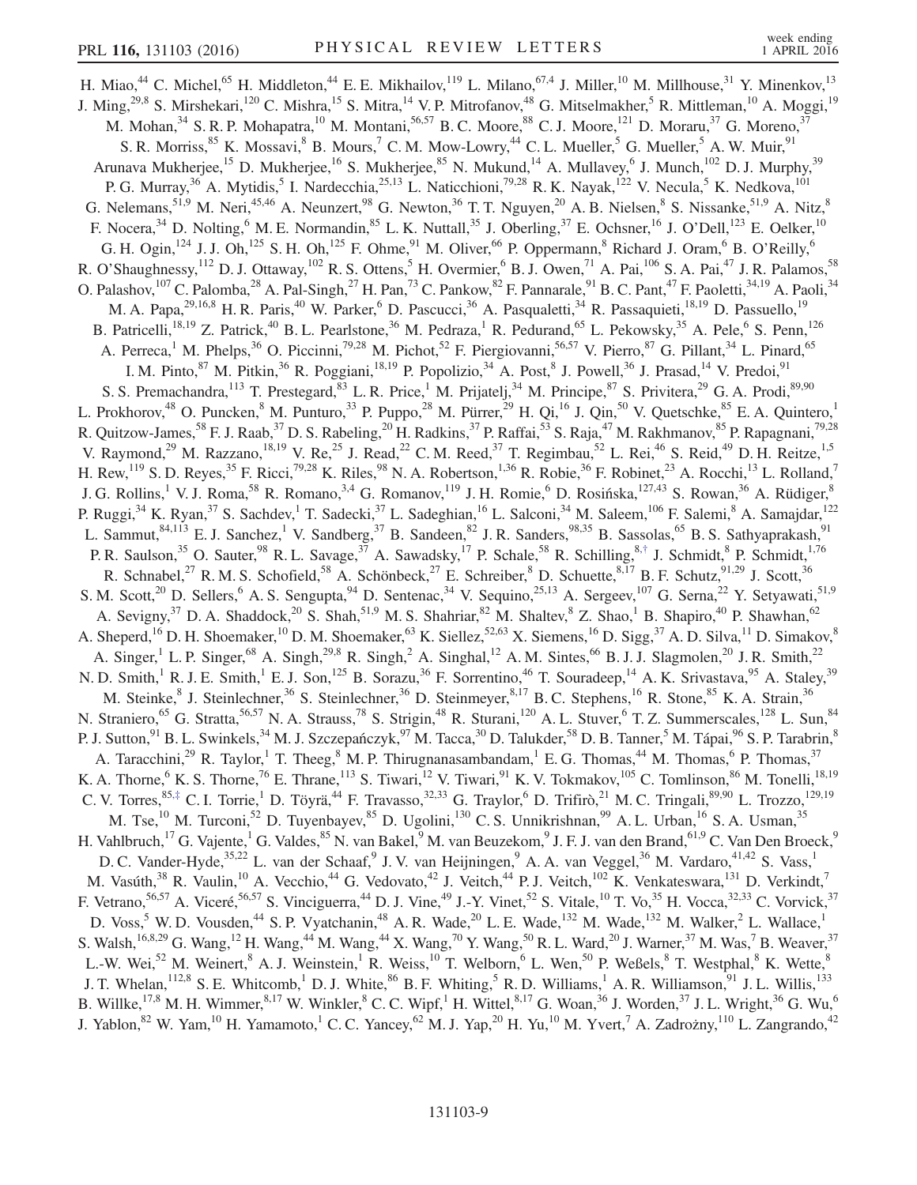H. Miao,[44] C. Michel,[65] H. Middleton,[44] E. E. Mikhailov,[119] L. Milano,[67,4] J. Miller,[10] M. Millhouse,[31] Y. Minenkov,[13] J. Ming,[29,8] S. Mirshekari,[120] C. Mishra,[15] S. Mitra,[14] V. P. Mitrofanov,[48] G. Mitselmakher,[5] R. Mittleman,[10] A. Moggi,[19] M. Mohan,[34] S. R. P. Mohapatra,[10] M. Montani,[56,57] B. C. Moore,[88] C. J. Moore,[121] D. Moraru,[37] G. Moreno,[37] S. R. Morriss,[85] K. Mossavi,[8] B. Mours,[7] C. M. Mow-Lowry,[44] C. L. Mueller,[5] G. Mueller,[5] A. W. Muir,[91] Arunava Mukherjee,[15] D. Mukherjee,[16] S. Mukherjee,[85] N. Mukund,[14] A. Mullavey,[6] J. Munch,[102] D. J. Murphy,[39] P. G. Murray,[36] A. Mytidis,[5] I. Nardecchia,[25,13] L. Naticchioni,[79,28] R. K. Nayak,[122] V. Necula,[5] K. Nedkova,[101] G. Nelemans,[51,9] M. Neri,[45,46] A. Neunzert,[98] G. Newton,[36] T. T. Nguyen,[20] A. B. Nielsen,[8] S. Nissanke,[51,9] A. Nitz,[8] F. Nocera,[34] D. Nolting,[6] M. E. Normandin,[85] L. K. Nuttall,[35] J. Oberling,[37] E. Ochsner,[16] J. O'Dell,[123] E. Oelker,[10] G. H. Ogin,[124] J. J. Oh,[125] S. H. Oh,[125] F. Ohme,[91] M. Oliver,[66] P. Oppermann,[8] Richard J. Oram,[6] B. O'Reilly,[6] R. O'Shaughnessy,[112] D. J. Ottaway,[102] R. S. Ottens,[5] H. Overmier,[6] B. J. Owen,[71] A. Pai,[106] S. A. Pai,[47] J. R. Palamos,[58] O. Palashov,[107] C. Palomba,[28] A. Pal-Singh,[27] H. Pan,[73] C. Pankow,[82] F. Pannarale,[91] B. C. Pant,[47] F. Paoletti,[34,19] A. Paoli,[34] M. A. Papa,[29,16,8] H. R. Paris,[40] W. Parker,[6] D. Pascucci,[36] A. Pasqualetti,[34] R. Passaquieti,[18,19] D. Passuello,[19] B. Patricelli,[18,19] Z. Patrick,[40] B. L. Pearlstone,[36] M. Pedraza,[1] R. Pedurand,[65] L. Pekowsky,[35] A. Pele,[6] S. Penn,[126] A. Perreca,[1] M. Phelps,[36] O. Piccinni,[79,28] M. Pichot,[52] F. Piergiovanni,[56,57] V. Pierro,[87] G. Pillant,[34] L. Pinard,[65] I. M. Pinto,[87] M. Pitkin,[36] R. Poggiani,[18,19] P. Popolizio,[34] A. Post,[8] J. Powell,[36] J. Prasad,[14] V. Predoi,[91] S. S. Premachandra,[113] T. Prestegard,[83] L. R. Price,[1] M. Prijatelj,[34] M. Principe,[87] S. Privitera,[29] G. A. Prodi,[89,90] L. Prokhorov,[48] O. Puncken,[8] M. Punturo,[33] P. Puppo,[28] M. Pürrer,[29] H. Qi,[16] J. Qin,[50] V. Quetschke,[85] E. A. Quintero,[1] R. Quitzow-James,[58] F. J. Raab,[37] D. S. Rabeling,[20] H. Radkins,[37] P. Raffai,[53] S. Raja,[47] M. Rakhmanov,[85] P. Rapagnani,[79,28] V. Raymond,[29] M. Razzano,[18,19] V. Re,[25] J. Read,[22] C. M. Reed,[37] T. Regimbau,[52] L. Rei,[46] S. Reid,[49] D. H. Reitze,[1,5] H. Rew,[119] S. D. Reyes,[35] F. Ricci,[79,28] K. Riles,[98] N. A. Robertson,[1,36] R. Robie,[36] F. Robinet,[23] A. Rocchi,[13] L. Rolland,[7] J. G. Rollins,[1] V. J. Roma,[58] R. Romano,[3,4] G. Romanov,[119] J. H. Romie,[6] D. Rosińska,[127,43] S. Rowan,[36] A. Rüdiger,[8] P. Ruggi,[34] K. Ryan,[37] S. Sachdev,[1] T. Sadecki,[37] L. Sadeghian,[16] L. Salconi,[34] M. Saleem,[106] F. Salemi,[8] A. Samajdar,[122] L. Sammut,[84,113] E. J. Sanchez,[1] V. Sandberg,[37] B. Sandeen,[82] J. R. Sanders,[98,35] B. Sassolas,[65] B. S. Sathyaprakash,[91] P. R. Saulson,[35] O. Sauter,[98] R. L. Savage,[37] A. Sawadsky,[17] P. Schale,[58] R. Schilling,[8,†] J. Schmidt,[8] P. Schmidt,[1,76] R. Schnabel,[27] R. M. S. Schofield,[58] A. Schönbeck,[27] E. Schreiber,[8] D. Schuette,[8,17] B. F. Schutz,[91,29] J. Scott,[36] S. M. Scott,[20] D. Sellers,[6] A. S. Sengupta,[94] D. Sentenac,[34] V. Sequino,[25,13] A. Sergeev,[107] G. Serna,[22] Y. Setyawati,[51,9] A. Sevigny,[37] D. A. Shaddock,[20] S. Shah,[51,9] M. S. Shahriar,[82] M. Shaltev,[8] Z. Shao,[1] B. Shapiro,[40] P. Shawhan,[62] A. Sheperd,[16] D. H. Shoemaker,[10] D. M. Shoemaker,[63] K. Siellez,[52,63] X. Siemens,[16] D. Sigg,[37] A. D. Silva,[11] D. Simakov,[8] A. Singer,[1] L. P. Singer,[68] A. Singh,[29,8] R. Singh,[2] A. Singhal,[12] A. M. Sintes,[66] B. J. J. Slagmolen,[20] J. R. Smith,[22] N. D. Smith,[1] R. J. E. Smith,[1] E. J. Son,[125] B. Sorazu,[36] F. Sorrentino,[46] T. Souradeep,[14] A. K. Srivastava,[95] A. Staley,[39] M. Steinke,[8] J. Steinlechner,[36] S. Steinlechner,[36] D. Steinmeyer,[8,17] B. C. Stephens,[16] R. Stone,[85] K. A. Strain,[36] N. Straniero,[65] G. Stratta,[56,57] N. A. Strauss,[78] S. Strigin,[48] R. Sturani,[120] A. L. Stuver,[6] T. Z. Summerscales,[128] L. Sun,[84] P. J. Sutton,[91] B. L. Swinkels,[34] M. J. Szczepańczyk,[97] M. Tacca,[30] D. Talukder,[58] D. B. Tanner,[5] M. Tápai,[96] S. P. Tarabrin,[8] A. Taracchini,[29] R. Taylor,[1] T. Theeg,[8] M. P. Thirugnanasambandam,[1] E. G. Thomas,[44] M. Thomas,[6] P. Thomas,[37] K. A. Thorne,[6] K. S. Thorne,[76] E. Thrane,[113] S. Tiwari,[12] V. Tiwari,[91] K. V. Tokmakov,[105] C. Tomlinson,[86] M. Tonelli,[18,19] C. V. Torres,[85,‡] C. I. Torrie,[1] D. Töyrä,[44] F. Travasso,[32,33] G. Traylor,[6] D. Trifirò,[21] M. C. Tringali,[89,90] L. Trozzo,[129,19] M. Tse,[10] M. Turconi,[52] D. Tuyenbayev,[85] D. Ugolini,[130] C. S. Unnikrishnan,[99] A. L. Urban,[16] S. A. Usman,[35] H. Vahlbruch,[17] G. Vajente,[1] G. Valdes,[85] N. van Bakel,[9] M. van Beuzekom,[9] J. F. J. van den Brand,[61,9] C. Van Den Broeck,[9] D. C. Vander-Hyde,[35,22] L. van der Schaaf,[9] J. V. van Heijningen,[9] A. A. van Veggel,[36] M. Vardaro,[41,42] S. Vass,[1] M. Vasúth,[38] R. Vaulin,[10] A. Vecchio,[44] G. Vedovato,[42] J. Veitch,[44] P. J. Veitch,[102] K. Venkateswara,[131] D. Verkindt,[7] F. Vetrano,[56,57] A. Viceré,[56,57] S. Vinciguerra,[44] D. J. Vine,[49] J.-Y. Vinet,[52] S. Vitale,[10] T. Vo,[35] H. Vocca,[32,33] C. Vorvick,[37] D. Voss,[5] W. D. Vousden,[44] S. P. Vyatchanin,[48] A. R. Wade,[20] L. E. Wade,[132] M. Wade,[132] M. Walker,[2] L. Wallace,[1] S. Walsh,[16,8,29] G. Wang,[12] H. Wang,[44] M. Wang,[44] X. Wang,[70] Y. Wang,[50] R. L. Ward,[20] J. Warner,[37] M. Was,[7] B. Weaver,[37] L.-W. Wei,[52] M. Weinert,[8] A. J. Weinstein,[1] R. Weiss,[10] T. Welborn,[6] L. Wen,[50] P. Weßels,[8] T. Westphal,[8] K. Wette,[8] J. T. Whelan,[112,8] S. E. Whitcomb,[1] D. J. White,[86] B. F. Whiting,[5] R. D. Williams,[1] A. R. Williamson,[91] J. L. Willis,[133] B. Willke,[17,8] M. H. Wimmer,[8,17] W. Winkler,[8] C. C. Wipf,[1] H. Wittel,[8,17] G. Woan,[36] J. Worden,[37] J. L. Wright,[36] G. Wu,[6] J. Yablon,[82] W. Yam,[10] H. Yamamoto,[1] C. C. Yancey,[62] M. J. Yap,[20] H. Yu,[10] M. Yvert,[7] A. Zadrożny,[110] L. Zangrando,[42]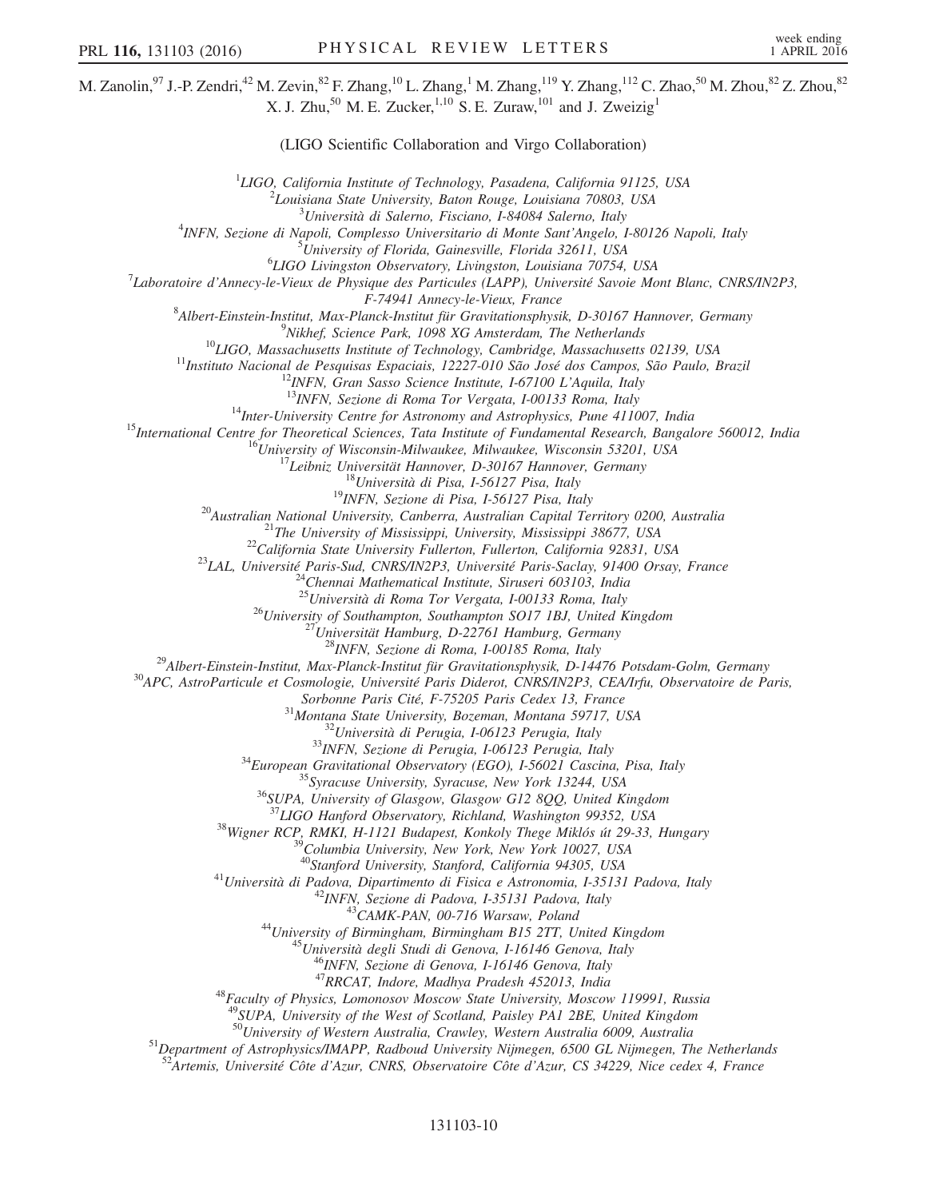M. Zanolin,[97] J.-P. Zendri,[42] M. Zevin,[82] F. Zhang,[10] L. Zhang,[1] M. Zhang,[119] Y. Zhang,[112] C. Zhao,[50] M. Zhou,[82] Z. Zhou,[82] X. J. Zhu,[50] M. E. Zucker,[1,10] S. E. Zuraw,[101] and J. Zweizig[1]

(LIGO Scientific Collaboration and Virgo Collaboration)

[1]LIGO, California Institute of Technology, Pasadena, California 91125, USA
[2]Louisiana State University, Baton Rouge, Louisiana 70803, USA
[3]Università di Salerno, Fisciano, I-84084 Salerno, Italy
[4]INFN, Sezione di Napoli, Complesso Universitario di Monte Sant'Angelo, I-80126 Napoli, Italy
[5]University of Florida, Gainesville, Florida 32611, USA
[6]LIGO Livingston Observatory, Livingston, Louisiana 70754, USA
[7]Laboratoire d'Annecy-le-Vieux de Physique des Particules (LAPP), Université Savoie Mont Blanc, CNRS/IN2P3, F-74941 Annecy-le-Vieux, France
[8]Albert-Einstein-Institut, Max-Planck-Institut für Gravitationsphysik, D-30167 Hannover, Germany
[9]Nikhef, Science Park, 1098 XG Amsterdam, The Netherlands
[10]LIGO, Massachusetts Institute of Technology, Cambridge, Massachusetts 02139, USA
[11]Instituto Nacional de Pesquisas Espaciais, 12227-010 São José dos Campos, São Paulo, Brazil
[12]INFN, Gran Sasso Science Institute, I-67100 L'Aquila, Italy
[13]INFN, Sezione di Roma Tor Vergata, I-00133 Roma, Italy
[14]Inter-University Centre for Astronomy and Astrophysics, Pune 411007, India
[15]International Centre for Theoretical Sciences, Tata Institute of Fundamental Research, Bangalore 560012, India
[16]University of Wisconsin-Milwaukee, Milwaukee, Wisconsin 53201, USA
[17]Leibniz Universität Hannover, D-30167 Hannover, Germany
[18]Università di Pisa, I-56127 Pisa, Italy
[19]INFN, Sezione di Pisa, I-56127 Pisa, Italy
[20]Australian National University, Canberra, Australian Capital Territory 0200, Australia
[21]The University of Mississippi, University, Mississippi 38677, USA
[22]California State University Fullerton, Fullerton, California 92831, USA
[23]LAL, Université Paris-Sud, CNRS/IN2P3, Université Paris-Saclay, 91400 Orsay, France
[24]Chennai Mathematical Institute, Siruseri 603103, India
[25]Università di Roma Tor Vergata, I-00133 Roma, Italy
[26]University of Southampton, Southampton SO17 1BJ, United Kingdom
[27]Universität Hamburg, D-22761 Hamburg, Germany
[28]INFN, Sezione di Roma, I-00185 Roma, Italy
[29]Albert-Einstein-Institut, Max-Planck-Institut für Gravitationsphysik, D-14476 Potsdam-Golm, Germany
[30]APC, AstroParticule et Cosmologie, Université Paris Diderot, CNRS/IN2P3, CEA/Irfu, Observatoire de Paris, Sorbonne Paris Cité, F-75205 Paris Cedex 13, France
[31]Montana State University, Bozeman, Montana 59717, USA
[32]Università di Perugia, I-06123 Perugia, Italy
[33]INFN, Sezione di Perugia, I-06123 Perugia, Italy
[34]European Gravitational Observatory (EGO), I-56021 Cascina, Pisa, Italy
[35]Syracuse University, Syracuse, New York 13244, USA
[36]SUPA, University of Glasgow, Glasgow G12 8QQ, United Kingdom
[37]LIGO Hanford Observatory, Richland, Washington 99352, USA
[38]Wigner RCP, RMKI, H-1121 Budapest, Konkoly Thege Miklós út 29-33, Hungary
[39]Columbia University, New York, New York 10027, USA
[40]Stanford University, Stanford, California 94305, USA
[41]Università di Padova, Dipartimento di Fisica e Astronomia, I-35131 Padova, Italy
[42]INFN, Sezione di Padova, I-35131 Padova, Italy
[43]CAMK-PAN, 00-716 Warsaw, Poland
[44]University of Birmingham, Birmingham B15 2TT, United Kingdom
[45]Università degli Studi di Genova, I-16146 Genova, Italy
[46]INFN, Sezione di Genova, I-16146 Genova, Italy
[47]RRCAT, Indore, Madhya Pradesh 452013, India
[48]Faculty of Physics, Lomonosov Moscow State University, Moscow 119991, Russia
[49]SUPA, University of the West of Scotland, Paisley PA1 2BE, United Kingdom
[50]University of Western Australia, Crawley, Western Australia 6009, Australia
[51]Department of Astrophysics/IMAPP, Radboud University Nijmegen, 6500 GL Nijmegen, The Netherlands
[52]Artemis, Université Côte d'Azur, CNRS, Observatoire Côte d'Azur, CS 34229, Nice cedex 4, France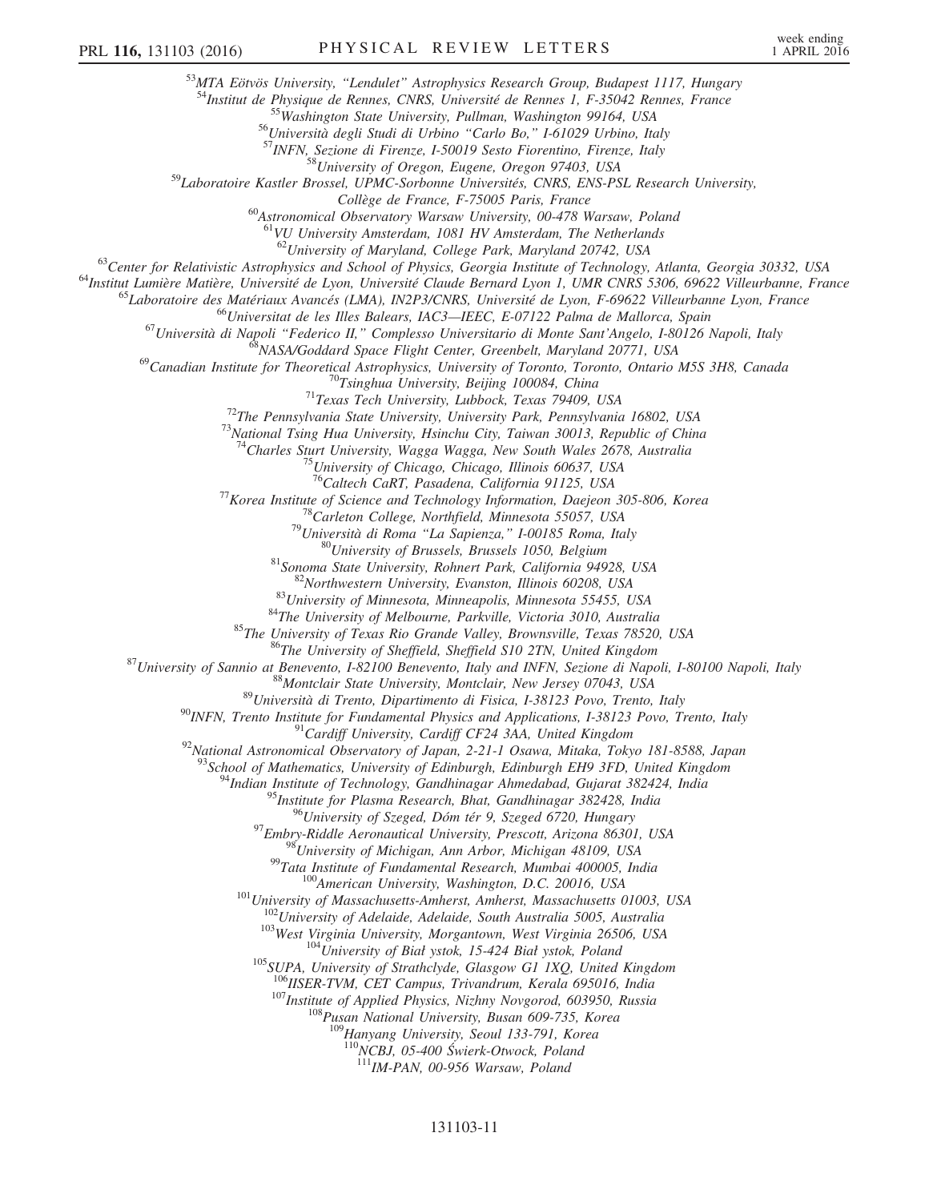[53]MTA Eötvös University, "Lendulet" Astrophysics Research Group, Budapest 1117, Hungary
[54]Institut de Physique de Rennes, CNRS, Université de Rennes 1, F-35042 Rennes, France
[55]Washington State University, Pullman, Washington 99164, USA
[56]Università degli Studi di Urbino "Carlo Bo," I-61029 Urbino, Italy
[57]INFN, Sezione di Firenze, I-50019 Sesto Fiorentino, Firenze, Italy
[58]University of Oregon, Eugene, Oregon 97403, USA
[59]Laboratoire Kastler Brossel, UPMC-Sorbonne Universités, CNRS, ENS-PSL Research University, Collège de France, F-75005 Paris, France
[60]Astronomical Observatory Warsaw University, 00-478 Warsaw, Poland
[61]VU University Amsterdam, 1081 HV Amsterdam, The Netherlands
[62]University of Maryland, College Park, Maryland 20742, USA
[63]Center for Relativistic Astrophysics and School of Physics, Georgia Institute of Technology, Atlanta, Georgia 30332, USA
[64]Institut Lumière Matière, Université de Lyon, Université Claude Bernard Lyon 1, UMR CNRS 5306, 69622 Villeurbanne, France
[65]Laboratoire des Matériaux Avancés (LMA), IN2P3/CNRS, Université de Lyon, F-69622 Villeurbanne Lyon, France
[66]Universitat de les Illes Balears, IAC3—IEEC, E-07122 Palma de Mallorca, Spain
[67]Università di Napoli "Federico II," Complesso Universitario di Monte Sant'Angelo, I-80126 Napoli, Italy
[68]NASA/Goddard Space Flight Center, Greenbelt, Maryland 20771, USA
[69]Canadian Institute for Theoretical Astrophysics, University of Toronto, Toronto, Ontario M5S 3H8, Canada
[70]Tsinghua University, Beijing 100084, China
[71]Texas Tech University, Lubbock, Texas 79409, USA
[72]The Pennsylvania State University, University Park, Pennsylvania 16802, USA
[73]National Tsing Hua University, Hsinchu City, Taiwan 30013, Republic of China
[74]Charles Sturt University, Wagga Wagga, New South Wales 2678, Australia
[75]University of Chicago, Chicago, Illinois 60637, USA
[76]Caltech CaRT, Pasadena, California 91125, USA
[77]Korea Institute of Science and Technology Information, Daejeon 305-806, Korea
[78]Carleton College, Northfield, Minnesota 55057, USA
[79]Università di Roma "La Sapienza," I-00185 Roma, Italy
[80]University of Brussels, Brussels 1050, Belgium
[81]Sonoma State University, Rohnert Park, California 94928, USA
[82]Northwestern University, Evanston, Illinois 60208, USA
[83]University of Minnesota, Minneapolis, Minnesota 55455, USA
[84]The University of Melbourne, Parkville, Victoria 3010, Australia
[85]The University of Texas Rio Grande Valley, Brownsville, Texas 78520, USA
[86]The University of Sheffield, Sheffield S10 2TN, United Kingdom
[87]University of Sannio at Benevento, I-82100 Benevento, Italy and INFN, Sezione di Napoli, I-80100 Napoli, Italy
[88]Montclair State University, Montclair, New Jersey 07043, USA
[89]Università di Trento, Dipartimento di Fisica, I-38123 Povo, Trento, Italy
[90]INFN, Trento Institute for Fundamental Physics and Applications, I-38123 Povo, Trento, Italy
[91]Cardiff University, Cardiff CF24 3AA, United Kingdom
[92]National Astronomical Observatory of Japan, 2-21-1 Osawa, Mitaka, Tokyo 181-8588, Japan
[93]School of Mathematics, University of Edinburgh, Edinburgh EH9 3FD, United Kingdom
[94]Indian Institute of Technology, Gandhinagar Ahmedabad, Gujarat 382424, India
[95]Institute for Plasma Research, Bhat, Gandhinagar 382428, India
[96]University of Szeged, Dóm tér 9, Szeged 6720, Hungary
[97]Embry-Riddle Aeronautical University, Prescott, Arizona 86301, USA
[98]University of Michigan, Ann Arbor, Michigan 48109, USA
[99]Tata Institute of Fundamental Research, Mumbai 400005, India
[100]American University, Washington, D.C. 20016, USA
[101]University of Massachusetts-Amherst, Amherst, Massachusetts 01003, USA
[102]University of Adelaide, Adelaide, South Australia 5005, Australia
[103]West Virginia University, Morgantown, West Virginia 26506, USA
[104]University of Biał ystok, 15-424 Biał ystok, Poland
[105]SUPA, University of Strathclyde, Glasgow G1 1XQ, United Kingdom
[106]IISER-TVM, CET Campus, Trivandrum, Kerala 695016, India
[107]Institute of Applied Physics, Nizhny Novgorod, 603950, Russia
[108]Pusan National University, Busan 609-735, Korea
[109]Hanyang University, Seoul 133-791, Korea
[110]NCBJ, 05-400 Świerk-Otwock, Poland
[111]IM-PAN, 00-956 Warsaw, Poland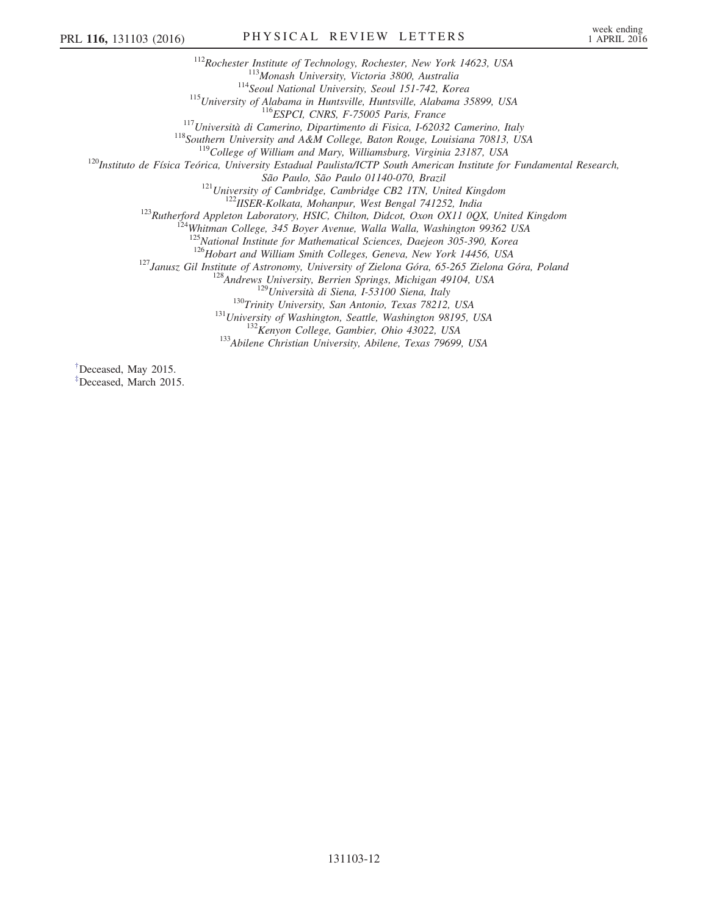[112]Rochester Institute of Technology, Rochester, New York 14623, USA
[113]Monash University, Victoria 3800, Australia
[114]Seoul National University, Seoul 151-742, Korea
[115]University of Alabama in Huntsville, Huntsville, Alabama 35899, USA
[116]ESPCI, CNRS, F-75005 Paris, France
[117]Università di Camerino, Dipartimento di Fisica, I-62032 Camerino, Italy
[118]Southern University and A&M College, Baton Rouge, Louisiana 70813, USA
[119]College of William and Mary, Williamsburg, Virginia 23187, USA
[120]Instituto de Física Teórica, University Estadual Paulista/ICTP South American Institute for Fundamental Research, São Paulo, São Paulo 01140-070, Brazil
[121]University of Cambridge, Cambridge CB2 1TN, United Kingdom
[122]IISER-Kolkata, Mohanpur, West Bengal 741252, India
[123]Rutherford Appleton Laboratory, HSIC, Chilton, Didcot, Oxon OX11 0QX, United Kingdom
[124]Whitman College, 345 Boyer Avenue, Walla Walla, Washington 99362 USA
[125]National Institute for Mathematical Sciences, Daejeon 305-390, Korea
[126]Hobart and William Smith Colleges, Geneva, New York 14456, USA
[127]Janusz Gil Institute of Astronomy, University of Zielona Góra, 65-265 Zielona Góra, Poland
[128]Andrews University, Berrien Springs, Michigan 49104, USA
[129]Università di Siena, I-53100 Siena, Italy
[130]Trinity University, San Antonio, Texas 78212, USA
[131]University of Washington, Seattle, Washington 98195, USA
[132]Kenyon College, Gambier, Ohio 43022, USA
[133]Abilene Christian University, Abilene, Texas 79699, USA

[†]Deceased, May 2015.
[‡]Deceased, March 2015.